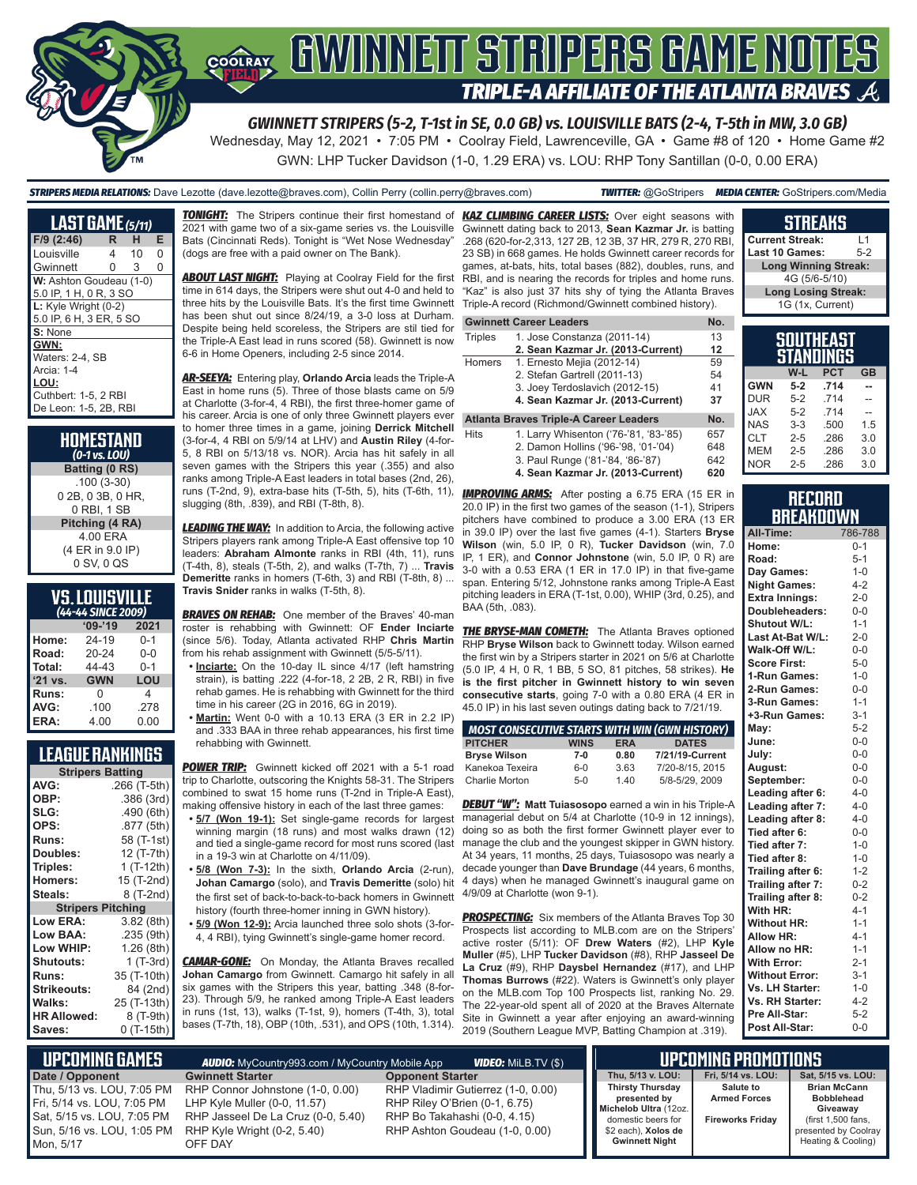# GWINNETT STRIPERS GAME NOTES

## TRIPLE-A AFFILIATE OF THE ATLANTA BRAVES

**GWINNETT STRIPERS (5-2, T-1st in SE, 0.0 GB) vs. LOUISVILLE BATS (2-4, T-5th in MW, 3.0 GB)**

Wednesday, May 12, 2021 • 7:05 PM • Coolray Field, Lawrenceville, GA • Game #8 of 120 • Home Game #2

GWN: LHP Tucker Davidson (1-0, 1.29 ERA) vs. LOU: RHP Tony Santillan (0-0, 0.00 ERA)

**STRIPERS MEDIA RELATIONS:** Dave Lezotte (dave.lezotte@braves.com), Collin Perry (collin.perry@braves.com) **TWITTER:** @GoStripers **MEDIA CENTER:** GoStripers.com/Media

### LAST GAME (5/11)

| F/9 (2:46) | R | H | E |
|---|---|---|---|
| Louisville | 4 | 10 | 0 |
| Gwinnett | 0 | 3 | 0 |

**W:** Ashton Goudeau (1-0)
5.0 IP, 1 H, 0 R, 3 SO

**L:** Kyle Wright (0-2)
5.0 IP, 6 H, 3 ER, 5 SO

**S:** None

**GWN:**
Waters: 2-4, SB
Arcia: 1-4

**LOU:**
Cuthbert: 1-5, 2 RBI
De Leon: 1-5, 2B, RBI

### HOMESTAND
*(0-1 vs. LOU)*

**Batting (0 RS)**
.100 (3-30)
0 2B, 0 3B, 0 HR,
0 RBI, 1 SB

**Pitching (4 RA)**
4.00 ERA
(4 ER in 9.0 IP)
0 SV, 0 QS

### VS. LOUISVILLE
*(44-44 SINCE 2009)*

| | '09-'19 | 2021 |
|---|---|---|
| Home: | 24-19 | 0-1 |
| Road: | 20-24 | 0-0 |
| Total: | 44-43 | 0-1 |
| '21 vs. | GWN | LOU |
| Runs: | 0 | 4 |
| AVG: | .100 | .278 |
| ERA: | 4.00 | 0.00 |

### LEAGUE RANKINGS

| Stripers Batting | |
|---|---|
| AVG: | .266 (T-5th) |
| OBP: | .386 (3rd) |
| SLG: | .490 (6th) |
| OPS: | .877 (5th) |
| Runs: | 58 (T-1st) |
| Doubles: | 12 (T-7th) |
| Triples: | 1 (T-12th) |
| Homers: | 15 (T-2nd) |
| Steals: | 8 (T-2nd) |
| **Stripers Pitching** | |
| Low ERA: | 3.82 (8th) |
| Low BAA: | .235 (9th) |
| Low WHIP: | 1.26 (8th) |
| Shutouts: | 1 (T-3rd) |
| Runs: | 35 (T-10th) |
| Strikeouts: | 84 (2nd) |
| Walks: | 25 (T-13th) |
| HR Allowed: | 8 (T-9th) |
| Saves: | 0 (T-15th) |

***TONIGHT:*** The Stripers continue their first homestand of 2021 with game two of a six-game series vs. the Louisville Bats (Cincinnati Reds). Tonight is "Wet Nose Wednesday" (dogs are free with a paid owner on The Bank).

***ABOUT LAST NIGHT:*** Playing at Coolray Field for the first time in 614 days, the Stripers were shut out 4-0 and held to three hits by the Louisville Bats. It's the first time Gwinnett has been shut out since 8/24/19, a 3-0 loss at Durham. Despite being held scoreless, the Stripers are stil tied for the Triple-A East lead in runs scored (58). Gwinnett is now 6-6 in Home Openers, including 2-5 since 2014.

***AR-SEEYA:*** Entering play, **Orlando Arcia** leads the Triple-A East in home runs (5). Three of those blasts came on 5/9 at Charlotte (3-for-4, 4 RBI), the first three-homer game of his career. Arcia is one of only three Gwinnett players ever to homer three times in a game, joining **Derrick Mitchell** (3-for-4, 4 RBI on 5/9/14 at LHV) and **Austin Riley** (4-for-5, 8 RBI on 5/13/18 vs. NOR). Arcia has hit safely in all seven games with the Stripers this year (.355) and also ranks among Triple-A East leaders in total bases (2nd, 26), runs (T-2nd, 9), extra-base hits (T-5th, 5), hits (T-6th, 11), slugging (8th, .839), and RBI (T-8th, 8).

***LEADING THE WAY:*** In addition to Arcia, the following active Stripers players rank among Triple-A East offensive top 10 leaders: **Abraham Almonte** ranks in RBI (4th, 11), runs (T-4th, 8), steals (T-5th, 2), and walks (T-7th, 7) ... **Travis Demerite** ranks in homers (T-6th, 3) and RBI (T-8th, 8) ... **Travis Snider** ranks in walks (T-5th, 8).

***BRAVES ON REHAB:*** One member of the Braves' 40-man roster is rehabbing with Gwinnett: OF **Ender Inciarte** (since 5/6). Today, Atlanta activated RHP **Chris Martin** from his rehab assignment with Gwinnett (5/5-5/11).

- **Inciarte:** On the 10-day IL since 4/17 (left hamstring strain), is batting .222 (4-for-18, 2 2B, 2 R, RBI) in five rehab games. He is rehabbing with Gwinnett for the third time in his career (2G in 2016, 6G in 2019).
- **Martin:** Went 0-0 with a 10.13 ERA (3 ER in 2.2 IP) and .333 BAA in three rehab appearances, his first time rehabbing with Gwinnett.

***POWER TRIP:*** Gwinnett kicked off 2021 with a 5-1 road trip to Charlotte, outscoring the Knights 58-31. The Stripers combined to swat 15 home runs (T-2nd in Triple-A East), making offensive history in each of the last three games:

- **5/7 (Won 19-1):** Set single-game records for largest winning margin (18 runs) and most walks drawn (12) and tied a single-game record for most runs scored (last in a 19-3 win at Charlotte on 4/11/09).
- **5/8 (Won 7-3):** In the sixth, **Orlando Arcia** (2-run), **Johan Camargo** (solo), and **Travis Demerite** (solo) hit the first set of back-to-back-to-back homers in Gwinnett history (fourth three-homer inning in GWN history).
- **5/9 (Won 12-9):** Arcia launched three solo shots (3-for-4, 4 RBI), tying Gwinnett's single-game homer record.

***CAMAR-GONE:*** On Monday, the Atlanta Braves recalled **Johan Camargo** from Gwinnett. Camargo hit safely in all six games with the Stripers this year, batting .348 (8-for-23). Through 5/9, he ranked among Triple-A East leaders in runs (1st, 13), walks (T-1st, 9), homers (T-4th, 3), total bases (T-7th, 18), OBP (10th, .531), and OPS (10th, 1.314).

***KAZ CLIMBING CAREER LISTS:*** Over eight seasons with Gwinnett dating back to 2013, **Sean Kazmar Jr.** is batting .268 (620-for-2,313, 127 2B, 12 3B, 37 HR, 279 R, 270 RBI, 23 SB) in 668 games. He holds Gwinnett career records for games, at-bats, hits, total bases (882), doubles, runs, and RBI, and is nearing the records for triples and home runs. "Kaz" is also just 37 hits shy of tying the Atlanta Braves Triple-A record (Richmond/Gwinnett combined history).

| Gwinnett Career Leaders | | No. |
|---|---|---|
| Triples | 1. Jose Constanza (2011-14) | 13 |
| | **2. Sean Kazmar Jr. (2013-Current)** | **12** |
| Homers | 1. Ernesto Mejia (2012-14) | 59 |
| | 2. Stefan Gartrell (2011-13) | 54 |
| | 3. Joey Terdoslavich (2012-15) | 41 |
| | **4. Sean Kazmar Jr. (2013-Current)** | **37** |
| **Atlanta Braves Triple-A Career Leaders** | | **No.** |
| Hits | 1. Larry Whisenton ('76-'81, '83-'85) | 657 |
| | 2. Damon Hollins ('96-'98, '01-'04) | 648 |
| | 3. Paul Runge ('81-'84, '86-'87) | 642 |
| | **4. Sean Kazmar Jr. (2013-Current)** | **620** |

***IMPROVING ARMS:*** After posting a 6.75 ERA (15 ER in 20.0 IP) in the first two games of the season (1-1), Stripers pitchers have combined to produce a 3.00 ERA (13 ER in 39.0 IP) over the last five games (4-1). Starters **Bryse Wilson** (win, 5.0 IP, 0 R), **Tucker Davidson** (win, 7.0 IP, 1 ER), and **Connor Johnstone** (win, 5.0 IP, 0 R) are 3-0 with a 0.53 ERA (1 ER in 17.0 IP) in that five-game span. Entering 5/12, Johnstone ranks among Triple-A East pitching leaders in ERA (T-1st, 0.00), WHIP (3rd, 0.25), and BAA (5th, .083).

***THE BRYSE-MAN COMETH:*** The Atlanta Braves optioned RHP **Bryse Wilson** back to Gwinnett today. Wilson earned the first win by a Stripers starter in 2021 on 5/6 at Charlotte (5.0 IP, 4 H, 0 R, 1 BB, 5 SO, 81 pitches, 58 strikes). **He is the first pitcher in Gwinnett history to win seven consecutive starts**, going 7-0 with a 0.80 ERA (4 ER in 45.0 IP) in his last seven outings dating back to 7/21/19.

| MOST CONSECUTIVE STARTS WITH WIN (GWN HISTORY) | | | |
|---|---|---|---|
| PITCHER | WINS | ERA | DATES |
| **Bryse Wilson** | **7-0** | **0.80** | **7/21/19-Current** |
| Kanekoa Texeira | 6-0 | 3.63 | 7/20-8/15, 2015 |
| Charlie Morton | 5-0 | 1.40 | 5/8-5/29, 2009 |

***DEBUT "W":*** **Matt Tuiasosopo** earned a win in his Triple-A managerial debut on 5/4 at Charlotte (10-9 in 12 innings), doing so as both the first former Gwinnett player ever to manage the club and the youngest skipper in GWN history. At 34 years, 11 months, 25 days, Tuiasosopo was nearly a decade younger than **Dave Brundage** (44 years, 6 months, 4 days) when he managed Gwinnett's inaugural game on 4/9/09 at Charlotte (won 9-1).

***PROSPECTING:*** Six members of the Atlanta Braves Top 30 Prospects list according to MLB.com are on the Stripers' active roster (5/11): OF **Drew Waters** (#2), LHP **Kyle Muller** (#5), LHP **Tucker Davidson** (#8), RHP **Jasseel De La Cruz** (#9), RHP **Daysbel Hernandez** (#17), and LHP **Thomas Burrows** (#22). Waters is Gwinnett's only player on the MLB.com Top 100 Prospects list, ranking No. 29. The 22-year-old spent all of 2020 at the Braves Alternate Site in Gwinnett a year after enjoying an award-winning 2019 (Southern League MVP, Batting Champion at .319).

### STREAKS

| | |
|---|---|
| Current Streak: | L1 |
| Last 10 Games: | 5-2 |
| **Long Winning Streak:** | |
| 4G (5/6-5/10) | |
| **Long Losing Streak:** | |
| 1G (1x, Current) | |

### SOUTHEAST STANDINGS

| | W-L | PCT | GB |
|---|---|---|---|
| **GWN** | **5-2** | **.714** | **--** |
| DUR | 5-2 | .714 | -- |
| JAX | 5-2 | .714 | -- |
| NAS | 3-3 | .500 | 1.5 |
| CLT | 2-5 | .286 | 3.0 |
| MEM | 2-5 | .286 | 3.0 |
| NOR | 2-5 | .286 | 3.0 |

### RECORD BREAKDOWN

| | |
|---|---|
| All-Time: | 786-788 |
| Home: | 0-1 |
| Road: | 5-1 |
| Day Games: | 1-0 |
| Night Games: | 4-2 |
| Extra Innings: | 2-0 |
| Doubleheaders: | 0-0 |
| Shutout W/L: | 1-1 |
| Last At-Bat W/L: | 2-0 |
| Walk-Off W/L: | 0-0 |
| Score First: | 5-0 |
| 1-Run Games: | 1-0 |
| 2-Run Games: | 0-0 |
| 3-Run Games: | 1-1 |
| +3-Run Games: | 3-1 |
| May: | 5-2 |
| June: | 0-0 |
| July: | 0-0 |
| August: | 0-0 |
| September: | 0-0 |
| Leading after 6: | 4-0 |
| Leading after 7: | 4-0 |
| Leading after 8: | 4-0 |
| Tied after 6: | 0-0 |
| Tied after 7: | 1-0 |
| Tied after 8: | 1-0 |
| Trailing after 6: | 1-2 |
| Trailing after 7: | 0-2 |
| Trailing after 8: | 0-2 |
| With HR: | 4-1 |
| Without HR: | 1-1 |
| Allow HR: | 4-1 |
| Allow no HR: | 1-1 |
| With Error: | 2-1 |
| Without Error: | 3-1 |
| Vs. LH Starter: | 1-0 |
| Vs. RH Starter: | 4-2 |
| Pre All-Star: | 5-2 |
| Post All-Star: | 0-0 |

### UPCOMING GAMES

**AUDIO:** MyCountry993.com / MyCountry Mobile App **VIDEO:** MiLB.TV ($)

| Date / Opponent | Gwinnett Starter | Opponent Starter |
|---|---|---|
| Thu, 5/13 vs. LOU, 7:05 PM | RHP Connor Johnstone (1-0, 0.00) | RHP Vladimir Gutierrez (1-0, 0.00) |
| Fri, 5/14 vs. LOU, 7:05 PM | LHP Kyle Muller (0-0, 11.57) | RHP Riley O'Brien (0-1, 6.75) |
| Sat, 5/15 vs. LOU, 7:05 PM | RHP Jasseel De La Cruz (0-0, 5.40) | RHP Bo Takahashi (0-0, 4.15) |
| Sun, 5/16 vs. LOU, 1:05 PM | RHP Kyle Wright (0-2, 5.40) | RHP Ashton Goudeau (1-0, 0.00) |
| Mon, 5/17 | OFF DAY | |

### UPCOMING PROMOTIONS

| Thu, 5/13 vs. LOU: | Fri, 5/14 vs. LOU: | Sat, 5/15 vs. LOU: |
|---|---|---|
| **Thirsty Thursday presented by Michelob Ultra** (12oz. domestic beers for $2 each), **Xolos de Gwinnett Night** | **Salute to Armed Forces** **Fireworks Friday** | **Brian McCann Bobblehead Giveaway** (first 1,500 fans, presented by Coolray Heating & Cooling) |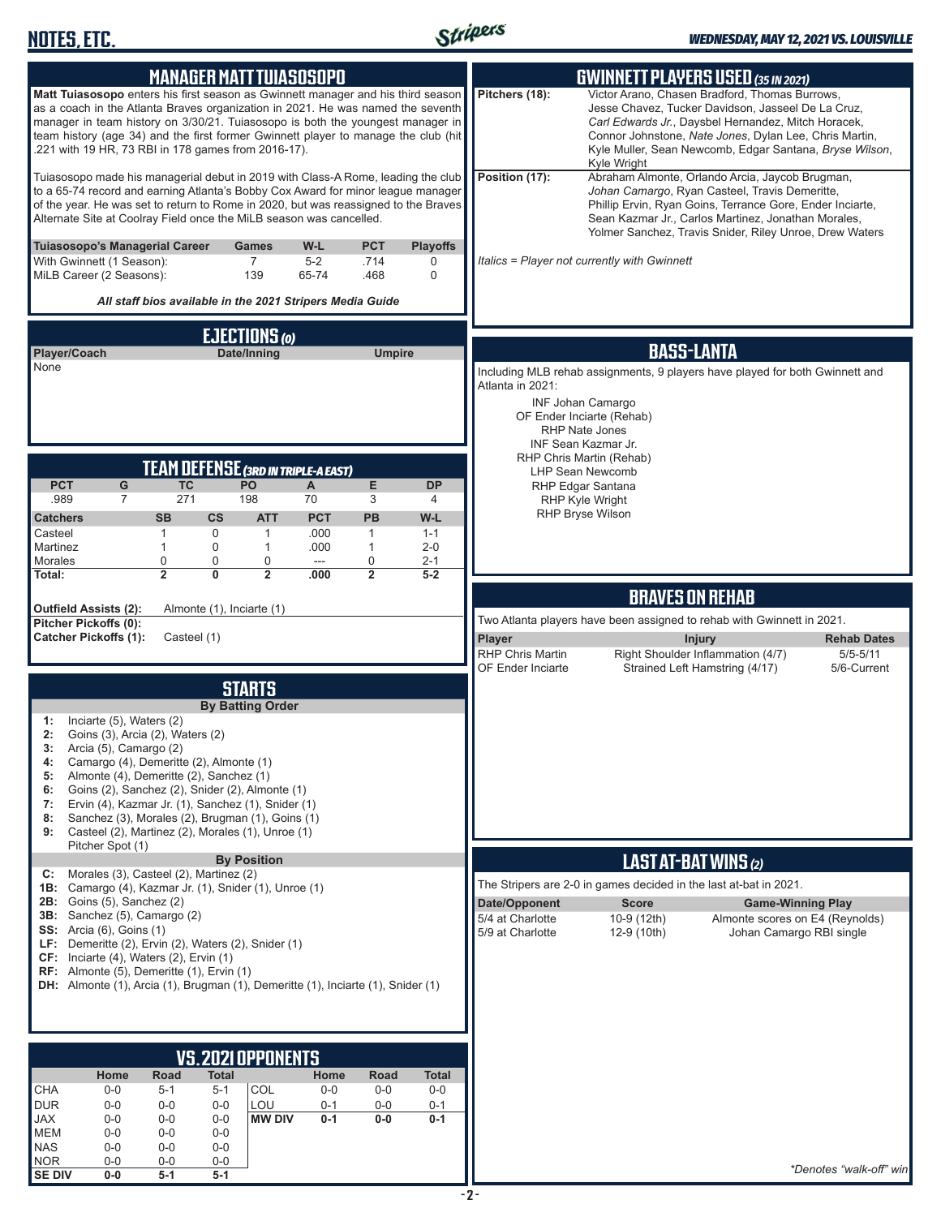# NOTES, ETC.

*WEDNESDAY, MAY 12, 2021 VS. LOUISVILLE*

## MANAGER MATT TUIASOSOPO

**Matt Tuiasosopo** enters his first season as Gwinnett manager and his third season as a coach in the Atlanta Braves organization in 2021. He was named the seventh manager in team history on 3/30/21. Tuiasosopo is both the youngest manager in team history (age 34) and the first former Gwinnett player to manage the club (hit .221 with 19 HR, 73 RBI in 178 games from 2016-17).

Tuiasosopo made his managerial debut in 2019 with Class-A Rome, leading the club to a 65-74 record and earning Atlanta's Bobby Cox Award for minor league manager of the year. He was set to return to Rome in 2020, but was reassigned to the Braves Alternate Site at Coolray Field once the MiLB season was cancelled.

| Tuiasosopo's Managerial Career | Games | W-L | PCT | Playoffs |
|---|---|---|---|---|
| With Gwinnett (1 Season): | 7 | 5-2 | .714 | 0 |
| MiLB Career (2 Seasons): | 139 | 65-74 | .468 | 0 |

***All staff bios available in the 2021 Stripers Media Guide***

## EJECTIONS (0)

| Player/Coach | Date/Inning | Umpire |
|---|---|---|
| None | | |

## TEAM DEFENSE (3RD IN TRIPLE-A EAST)

| PCT | G | TC | PO | A | E | DP |
|---|---|---|---|---|---|---|
| .989 | 7 | 271 | 198 | 70 | 3 | 4 |

| Catchers | SB | CS | ATT | PCT | PB | W-L |
|---|---|---|---|---|---|---|
| Casteel | 1 | 0 | 1 | .000 | 1 | 1-1 |
| Martinez | 1 | 0 | 1 | .000 | 1 | 2-0 |
| Morales | 0 | 0 | 0 | --- | 0 | 2-1 |
| **Total:** | **2** | **0** | **2** | **.000** | **2** | **5-2** |

**Outfield Assists (2):** Almonte (1), Inciarte (1)
**Pitcher Pickoffs (0):**
**Catcher Pickoffs (1):** Casteel (1)

## STARTS

**By Batting Order**

1: Inciarte (5), Waters (2)
2: Goins (3), Arcia (2), Waters (2)
3: Arcia (5), Camargo (2)
4: Camargo (4), Demeritte (2), Almonte (1)
5: Almonte (4), Demeritte (2), Sanchez (1)
6: Goins (2), Sanchez (2), Snider (2), Almonte (1)
7: Ervin (4), Kazmar Jr. (1), Sanchez (1), Snider (1)
8: Sanchez (3), Morales (2), Brugman (1), Goins (1)
9: Casteel (2), Martinez (2), Morales (1), Unroe (1)
Pitcher Spot (1)

**By Position**

C: Morales (3), Casteel (2), Martinez (2)
1B: Camargo (4), Kazmar Jr. (1), Snider (1), Unroe (1)
2B: Goins (5), Sanchez (2)
3B: Sanchez (5), Camargo (2)
SS: Arcia (6), Goins (1)
LF: Demeritte (2), Ervin (2), Waters (2), Snider (1)
CF: Inciarte (4), Waters (2), Ervin (1)
RF: Almonte (5), Demeritte (1), Ervin (1)
DH: Almonte (1), Arcia (1), Brugman (1), Demeritte (1), Inciarte (1), Snider (1)

## VS. 2021 OPPONENTS

| | Home | Road | Total | | Home | Road | Total |
|---|---|---|---|---|---|---|---|
| CHA | 0-0 | 5-1 | 5-1 | COL | 0-0 | 0-0 | 0-0 |
| DUR | 0-0 | 0-0 | 0-0 | LOU | 0-1 | 0-0 | 0-1 |
| JAX | 0-0 | 0-0 | 0-0 | **MW DIV** | **0-1** | **0-0** | **0-1** |
| MEM | 0-0 | 0-0 | 0-0 | | | | |
| NAS | 0-0 | 0-0 | 0-0 | | | | |
| NOR | 0-0 | 0-0 | 0-0 | | | | |
| **SE DIV** | **0-0** | **5-1** | **5-1** | | | | |

## GWINNETT PLAYERS USED (35 IN 2021)

**Pitchers (18):** Victor Arano, Chasen Bradford, Thomas Burrows, Jesse Chavez, Tucker Davidson, Jasseel De La Cruz, *Carl Edwards Jr.*, Daysbel Hernandez, Mitch Horacek, Connor Johnstone, *Nate Jones*, Dylan Lee, Chris Martin, Kyle Muller, Sean Newcomb, Edgar Santana, *Bryse Wilson*, Kyle Wright

**Position (17):** Abraham Almonte, Orlando Arcia, Jaycob Brugman, *Johan Camargo*, Ryan Casteel, Travis Demeritte, Phillip Ervin, Ryan Goins, Terrance Gore, Ender Inciarte, Sean Kazmar Jr., Carlos Martinez, Jonathan Morales, Yolmer Sanchez, Travis Snider, Riley Unroe, Drew Waters

*Italics = Player not currently with Gwinnett*

## BASS-LANTA

Including MLB rehab assignments, 9 players have played for both Gwinnett and Atlanta in 2021:

INF Johan Camargo
OF Ender Inciarte (Rehab)
RHP Nate Jones
INF Sean Kazmar Jr.
RHP Chris Martin (Rehab)
LHP Sean Newcomb
RHP Edgar Santana
RHP Kyle Wright
RHP Bryse Wilson

## BRAVES ON REHAB

Two Atlanta players have been assigned to rehab with Gwinnett in 2021.

| Player | Injury | Rehab Dates |
|---|---|---|
| RHP Chris Martin | Right Shoulder Inflammation (4/7) | 5/5-5/11 |
| OF Ender Inciarte | Strained Left Hamstring (4/17) | 5/6-Current |

## LAST AT-BAT WINS (2)

The Stripers are 2-0 in games decided in the last at-bat in 2021.

| Date/Opponent | Score | Game-Winning Play |
|---|---|---|
| 5/4 at Charlotte | 10-9 (12th) | Almonte scores on E4 (Reynolds) |
| 5/9 at Charlotte | 12-9 (10th) | Johan Camargo RBI single |

*\*Denotes "walk-off" win*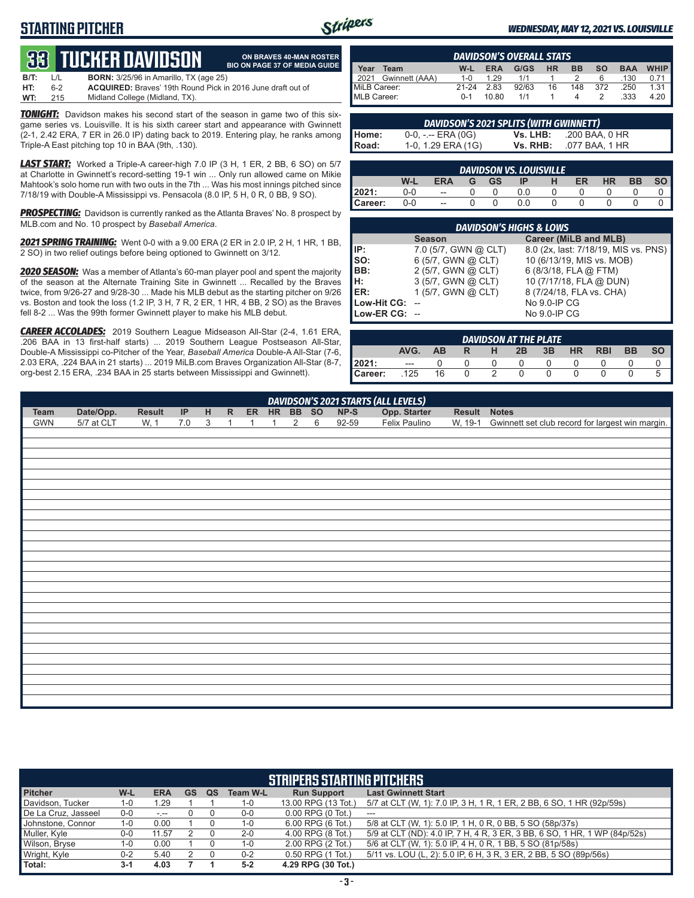# STARTING PITCHER

*WEDNESDAY, MAY 12, 2021 VS. LOUISVILLE*

## 33 TUCKER DAVIDSON

**ON BRAVES 40-MAN ROSTER**
**BIO ON PAGE 37 OF MEDIA GUIDE**

| | | |
|---|---|---|
| B/T: | L/L | **BORN:** 3/25/96 in Amarillo, TX (age 25) |
| HT: | 6-2 | **ACQUIRED:** Braves' 19th Round Pick in 2016 June draft out of |
| WT: | 215 | Midland College (Midland, TX). |

***TONIGHT:*** Davidson makes his second start of the season in game two of this six-game series vs. Louisville. It is his sixth career start and appearance with Gwinnett (2-1, 2.42 ERA, 7 ER in 26.0 IP) dating back to 2019. Entering play, he ranks among Triple-A East pitching top 10 in BAA (9th, .130).

***LAST START:*** Worked a Triple-A career-high 7.0 IP (3 H, 1 ER, 2 BB, 6 SO) on 5/7 at Charlotte in Gwinnett's record-setting 19-1 win ... Only run allowed came on Mikie Mahtook's solo home run with two outs in the 7th ... Was his most innings pitched since 7/18/19 with Double-A Mississippi vs. Pensacola (8.0 IP, 5 H, 0 R, 0 BB, 9 SO).

***PROSPECTING:*** Davidson is currently ranked as the Atlanta Braves' No. 8 prospect by MLB.com and No. 10 prospect by *Baseball America*.

***2021 SPRING TRAINING:*** Went 0-0 with a 9.00 ERA (2 ER in 2.0 IP, 2 H, 1 HR, 1 BB, 2 SO) in two relief outings before being optioned to Gwinnett on 3/12.

***2020 SEASON:*** Was a member of Atlanta's 60-man player pool and spent the majority of the season at the Alternate Training Site in Gwinnett ... Recalled by the Braves twice, from 9/26-27 and 9/28-30 ... Made his MLB debut as the starting pitcher on 9/26 vs. Boston and took the loss (1.2 IP, 3 H, 7 R, 2 ER, 1 HR, 4 BB, 2 SO) as the Braves fell 8-2 ... Was the 99th former Gwinnett player to make his MLB debut.

***CAREER ACCOLADES:*** 2019 Southern League Midseason All-Star (2-4, 1.61 ERA, .206 BAA in 13 first-half starts) ... 2019 Southern League Postseason All-Star, Double-A Mississippi co-Pitcher of the Year, *Baseball America* Double-A All-Star (7-6, 2.03 ERA, .224 BAA in 21 starts) ... 2019 MiLB.com Braves Organization All-Star (8-7, org-best 2.15 ERA, .234 BAA in 25 starts between Mississippi and Gwinnett).

### DAVIDSON'S OVERALL STATS

| Year | Team | W-L | ERA | G/GS | HR | BB | SO | BAA | WHIP |
|---|---|---|---|---|---|---|---|---|---|
| 2021 | Gwinnett (AAA) | 1-0 | 1.29 | 1/1 | 1 | 2 | 6 | .130 | 0.71 |
| MiLB Career: | | 21-24 | 2.83 | 92/63 | 16 | 148 | 372 | .250 | 1.31 |
| MLB Career: | | 0-1 | 10.80 | 1/1 | 1 | 4 | 2 | .333 | 4.20 |

### DAVIDSON'S 2021 SPLITS (WITH GWINNETT)

| | | | |
|---|---|---|---|
| Home: | 0-0, -.-- ERA (0G) | Vs. LHB: | .200 BAA, 0 HR |
| Road: | 1-0, 1.29 ERA (1G) | Vs. RHB: | .077 BAA, 1 HR |

### DAVIDSON VS. LOUISVILLE

| | W-L | ERA | G | GS | IP | H | ER | HR | BB | SO |
|---|---|---|---|---|---|---|---|---|---|---|
| 2021: | 0-0 | -- | 0 | 0 | 0.0 | 0 | 0 | 0 | 0 | 0 |
| Career: | 0-0 | -- | 0 | 0 | 0.0 | 0 | 0 | 0 | 0 | 0 |

### DAVIDSON'S HIGHS & LOWS

| | Season | Career (MiLB and MLB) |
|---|---|---|
| IP: | 7.0 (5/7, GWN @ CLT) | 8.0 (2x, last: 7/18/19, MIS vs. PNS) |
| SO: | 6 (5/7, GWN @ CLT) | 10 (6/13/19, MIS vs. MOB) |
| BB: | 2 (5/7, GWN @ CLT) | 6 (8/3/18, FLA @ FTM) |
| H: | 3 (5/7, GWN @ CLT) | 10 (7/17/18, FLA @ DUN) |
| ER: | 1 (5/7, GWN @ CLT) | 8 (7/24/18, FLA vs. CHA) |
| Low-Hit CG: | -- | No 9.0-IP CG |
| Low-ER CG: | -- | No 9.0-IP CG |

### DAVIDSON AT THE PLATE

| | AVG. | AB | R | H | 2B | 3B | HR | RBI | BB | SO |
|---|---|---|---|---|---|---|---|---|---|---|
| 2021: | --- | 0 | 0 | 0 | 0 | 0 | 0 | 0 | 0 | 0 |
| Career: | .125 | 16 | 0 | 2 | 0 | 0 | 0 | 0 | 0 | 5 |

### DAVIDSON'S 2021 STARTS (ALL LEVELS)

| Team | Date/Opp. | Result | IP | H | R | ER | HR | BB | SO | NP-S | Opp. Starter | Result | Notes |
|---|---|---|---|---|---|---|---|---|---|---|---|---|---|
| GWN | 5/7 at CLT | W, 1 | 7.0 | 3 | 1 | 1 | 1 | 2 | 6 | 92-59 | Felix Paulino | W, 19-1 | Gwinnett set club record for largest win margin. |

### STRIPERS STARTING PITCHERS

| Pitcher | W-L | ERA | GS | QS | Team W-L | Run Support | Last Gwinnett Start |
|---|---|---|---|---|---|---|---|
| Davidson, Tucker | 1-0 | 1.29 | 1 | 1 | 1-0 | 13.00 RPG (13 Tot.) | 5/7 at CLT (W, 1): 7.0 IP, 3 H, 1 R, 1 ER, 2 BB, 6 SO, 1 HR (92p/59s) |
| De La Cruz, Jasseel | 0-0 | -.-- | 0 | 0 | 0-0 | 0.00 RPG (0 Tot.) | --- |
| Johnstone, Connor | 1-0 | 0.00 | 1 | 0 | 1-0 | 6.00 RPG (6 Tot.) | 5/8 at CLT (W, 1): 5.0 IP, 1 H, 0 R, 0 BB, 5 SO (58p/37s) |
| Muller, Kyle | 0-0 | 11.57 | 2 | 0 | 2-0 | 4.00 RPG (8 Tot.) | 5/9 at CLT (ND): 4.0 IP, 7 H, 4 R, 3 ER, 3 BB, 6 SO, 1 HR, 1 WP (84p/52s) |
| Wilson, Bryse | 1-0 | 0.00 | 1 | 0 | 1-0 | 2.00 RPG (2 Tot.) | 5/6 at CLT (W, 1): 5.0 IP, 4 H, 0 R, 1 BB, 5 SO (81p/58s) |
| Wright, Kyle | 0-2 | 5.40 | 2 | 0 | 0-2 | 0.50 RPG (1 Tot.) | 5/11 vs. LOU (L, 2): 5.0 IP, 6 H, 3 R, 3 ER, 2 BB, 5 SO (89p/56s) |
| **Total:** | **3-1** | **4.03** | **7** | **1** | **5-2** | **4.29 RPG (30 Tot.)** | |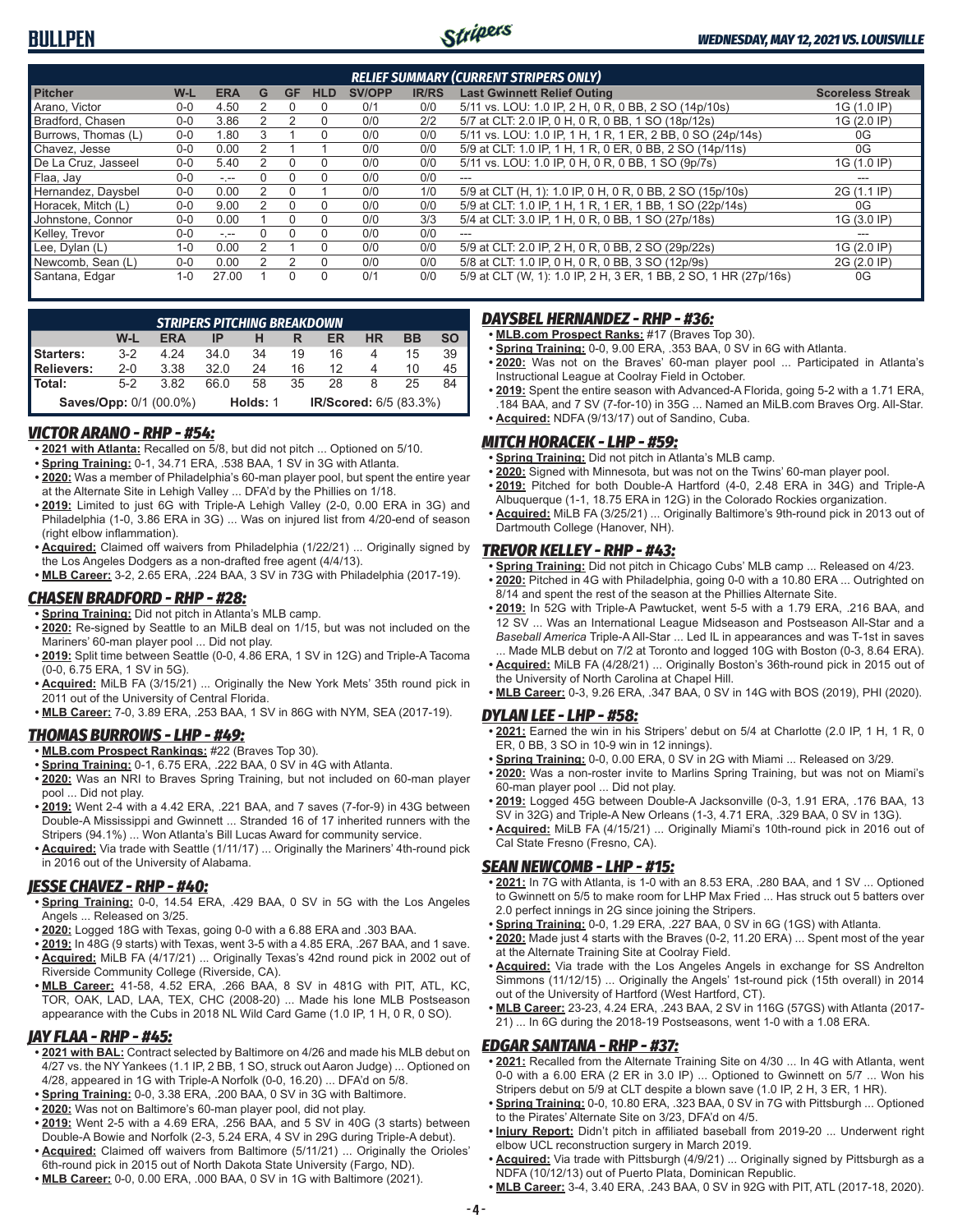# BULLPEN

*WEDNESDAY, MAY 12, 2021 VS. LOUISVILLE*

| *RELIEF SUMMARY (CURRENT STRIPERS ONLY)* | | | | | | | | | |
|---|---|---|---|---|---|---|---|---|---|
| **Pitcher** | **W-L** | **ERA** | **G** | **GF** | **HLD** | **SV/OPP** | **IR/RS** | **Last Gwinnett Relief Outing** | **Scoreless Streak** |
| Arano, Victor | 0-0 | 4.50 | 2 | 0 | 0 | 0/1 | 0/0 | 5/11 vs. LOU: 1.0 IP, 2 H, 0 R, 0 BB, 2 SO (14p/10s) | 1G (1.0 IP) |
| Bradford, Chasen | 0-0 | 3.86 | 2 | 2 | 0 | 0/0 | 2/2 | 5/7 at CLT: 2.0 IP, 0 H, 0 R, 0 BB, 1 SO (18p/12s) | 1G (2.0 IP) |
| Burrows, Thomas (L) | 0-0 | 1.80 | 3 | 1 | 0 | 0/0 | 0/0 | 5/11 vs. LOU: 1.0 IP, 1 H, 1 R, 1 ER, 2 BB, 0 SO (24p/14s) | 0G |
| Chavez, Jesse | 0-0 | 0.00 | 2 | 1 | 1 | 0/0 | 0/0 | 5/9 at CLT: 1.0 IP, 1 H, 1 R, 0 ER, 0 BB, 2 SO (14p/11s) | 0G |
| De La Cruz, Jasseel | 0-0 | 5.40 | 2 | 0 | 0 | 0/0 | 0/0 | 5/11 vs. LOU: 1.0 IP, 0 H, 0 R, 0 BB, 1 SO (9p/7s) | 1G (1.0 IP) |
| Flaa, Jay | 0-0 | -.-- | 0 | 0 | 0 | 0/0 | 0/0 | --- | --- |
| Hernandez, Daysbel | 0-0 | 0.00 | 2 | 0 | 1 | 0/0 | 1/0 | 5/9 at CLT (H, 1): 1.0 IP, 0 H, 0 R, 0 BB, 2 SO (15p/10s) | 2G (1.1 IP) |
| Horacek, Mitch (L) | 0-0 | 9.00 | 2 | 0 | 0 | 0/0 | 0/0 | 5/9 at CLT: 1.0 IP, 1 H, 1 R, 1 ER, 1 BB, 1 SO (22p/14s) | 0G |
| Johnstone, Connor | 0-0 | 0.00 | 1 | 0 | 0 | 0/0 | 3/3 | 5/4 at CLT: 3.0 IP, 1 H, 0 R, 0 BB, 1 SO (27p/18s) | 1G (3.0 IP) |
| Kelley, Trevor | 0-0 | -.-- | 0 | 0 | 0 | 0/0 | 0/0 | --- | --- |
| Lee, Dylan (L) | 1-0 | 0.00 | 2 | 1 | 0 | 0/0 | 0/0 | 5/9 at CLT: 2.0 IP, 2 H, 0 R, 0 BB, 2 SO (29p/22s) | 1G (2.0 IP) |
| Newcomb, Sean (L) | 0-0 | 0.00 | 2 | 2 | 0 | 0/0 | 0/0 | 5/8 at CLT: 1.0 IP, 0 H, 0 R, 0 BB, 3 SO (12p/9s) | 2G (2.0 IP) |
| Santana, Edgar | 1-0 | 27.00 | 1 | 0 | 0 | 0/1 | 0/0 | 5/9 at CLT (W, 1): 1.0 IP, 2 H, 3 ER, 1 BB, 2 SO, 1 HR (27p/16s) | 0G |

| *STRIPERS PITCHING BREAKDOWN* | | | | | | | | | |
|---|---|---|---|---|---|---|---|---|---|
| | **W-L** | **ERA** | **IP** | **H** | **R** | **ER** | **HR** | **BB** | **SO** |
| **Starters:** | 3-2 | 4.24 | 34.0 | 34 | 19 | 16 | 4 | 15 | 39 |
| **Relievers:** | 2-0 | 3.38 | 32.0 | 24 | 16 | 12 | 4 | 10 | 45 |
| **Total:** | 5-2 | 3.82 | 66.0 | 58 | 35 | 28 | 8 | 25 | 84 |
| **Saves/Opp:** 0/1 (00.0%) | | | | **Holds:** 1 | | | **IR/Scored:** 6/5 (83.3%) | | |

## *VICTOR ARANO - RHP - #54:*
- **2021 with Atlanta:** Recalled on 5/8, but did not pitch ... Optioned on 5/10.
- **Spring Training:** 0-1, 34.71 ERA, .538 BAA, 1 SV in 3G with Atlanta.
- **2020:** Was a member of Philadelphia's 60-man player pool, but spent the entire year at the Alternate Site in Lehigh Valley ... DFA'd by the Phillies on 1/18.
- **2019:** Limited to just 6G with Triple-A Lehigh Valley (2-0, 0.00 ERA in 3G) and Philadelphia (1-0, 3.86 ERA in 3G) ... Was on injured list from 4/20-end of season (right elbow inflammation).
- **Acquired:** Claimed off waivers from Philadelphia (1/22/21) ... Originally signed by the Los Angeles Dodgers as a non-drafted free agent (4/4/13).
- **MLB Career:** 3-2, 2.65 ERA, .224 BAA, 3 SV in 73G with Philadelphia (2017-19).

## *CHASEN BRADFORD - RHP - #28:*
- **Spring Training:** Did not pitch in Atlanta's MLB camp.
- **2020:** Re-signed by Seattle to an MiLB deal on 1/15, but was not included on the Mariners' 60-man player pool ... Did not play.
- **2019:** Split time between Seattle (0-0, 4.86 ERA, 1 SV in 12G) and Triple-A Tacoma (0-0, 6.75 ERA, 1 SV in 5G).
- **Acquired:** MiLB FA (3/15/21) ... Originally the New York Mets' 35th round pick in 2011 out of the University of Central Florida.
- **MLB Career:** 7-0, 3.89 ERA, .253 BAA, 1 SV in 86G with NYM, SEA (2017-19).

## *THOMAS BURROWS - LHP - #49:*
- **MLB.com Prospect Rankings:** #22 (Braves Top 30).
- **Spring Training:** 0-1, 6.75 ERA, .222 BAA, 0 SV in 4G with Atlanta.
- **2020:** Was an NRI to Braves Spring Training, but not included on 60-man player pool ... Did not play.
- **2019:** Went 2-4 with a 4.42 ERA, .221 BAA, and 7 saves (7-for-9) in 43G between Double-A Mississippi and Gwinnett ... Stranded 16 of 17 inherited runners with the Stripers (94.1%) ... Won Atlanta's Bill Lucas Award for community service.
- **Acquired:** Via trade with Seattle (1/11/17) ... Originally the Mariners' 4th-round pick in 2016 out of the University of Alabama.

## *JESSE CHAVEZ - RHP - #40:*
- **Spring Training:** 0-0, 14.54 ERA, .429 BAA, 0 SV in 5G with the Los Angeles Angels ... Released on 3/25.
- **2020:** Logged 18G with Texas, going 0-0 with a 6.88 ERA and .303 BAA.
- **2019:** In 48G (9 starts) with Texas, went 3-5 with a 4.85 ERA, .267 BAA, and 1 save.
- **Acquired:** MiLB FA (4/17/21) ... Originally Texas's 42nd round pick in 2002 out of Riverside Community College (Riverside, CA).
- **MLB Career:** 41-58, 4.52 ERA, .266 BAA, 8 SV in 481G with PIT, ATL, KC, TOR, OAK, LAD, LAA, TEX, CHC (2008-20) ... Made his lone MLB Postseason appearance with the Cubs in 2018 NL Wild Card Game (1.0 IP, 1 H, 0 R, 0 SO).

## *JAY FLAA - RHP - #45:*
- **2021 with BAL:** Contract selected by Baltimore on 4/26 and made his MLB debut on 4/27 vs. the NY Yankees (1.1 IP, 2 BB, 1 SO, struck out Aaron Judge) ... Optioned on 4/28, appeared in 1G with Triple-A Norfolk (0-0, 16.20) ... DFA'd on 5/8.
- **Spring Training:** 0-0, 3.38 ERA, .200 BAA, 0 SV in 3G with Baltimore.
- **2020:** Was not on Baltimore's 60-man player pool, did not play.
- **2019:** Went 2-5 with a 4.69 ERA, .256 BAA, and 5 SV in 40G (3 starts) between Double-A Bowie and Norfolk (2-3, 5.24 ERA, 4 SV in 29G during Triple-A debut).
- **Acquired:** Claimed off waivers from Baltimore (5/11/21) ... Originally the Orioles' 6th-round pick in 2015 out of North Dakota State University (Fargo, ND).
- **MLB Career:** 0-0, 0.00 ERA, .000 BAA, 0 SV in 1G with Baltimore (2021).

## *DAYSBEL HERNANDEZ - RHP - #36:*
- **MLB.com Prospect Ranks:** #17 (Braves Top 30).
- **Spring Training:** 0-0, 9.00 ERA, .353 BAA, 0 SV in 6G with Atlanta.
- **2020:** Was not on the Braves' 60-man player pool ... Participated in Atlanta's Instructional League at Coolray Field in October.
- **2019:** Spent the entire season with Advanced-A Florida, going 5-2 with a 1.71 ERA, .184 BAA, and 7 SV (7-for-10) in 35G ... Named an MiLB.com Braves Org. All-Star.
- **Acquired:** NDFA (9/13/17) out of Sandino, Cuba.

## *MITCH HORACEK - LHP - #59:*
- **Spring Training:** Did not pitch in Atlanta's MLB camp.
- **2020:** Signed with Minnesota, but was not on the Twins' 60-man player pool.
- **2019:** Pitched for both Double-A Hartford (4-0, 2.48 ERA in 34G) and Triple-A Albuquerque (1-1, 18.75 ERA in 12G) in the Colorado Rockies organization.
- **Acquired:** MiLB FA (3/25/21) ... Originally Baltimore's 9th-round pick in 2013 out of Dartmouth College (Hanover, NH).

## *TREVOR KELLEY - RHP - #43:*
- **Spring Training:** Did not pitch in Chicago Cubs' MLB camp ... Released on 4/23.
- **2020:** Pitched in 4G with Philadelphia, going 0-0 with a 10.80 ERA ... Outrighted on 8/14 and spent the rest of the season at the Phillies Alternate Site.
- **2019:** In 52G with Triple-A Pawtucket, went 5-5 with a 1.79 ERA, .216 BAA, and 12 SV ... Was an International League Midseason and Postseason All-Star and a *Baseball America* Triple-A All-Star ... Led IL in appearances and was T-1st in saves ... Made MLB debut on 7/2 at Toronto and logged 10G with Boston (0-3, 8.64 ERA).
- **Acquired:** MiLB FA (4/28/21) ... Originally Boston's 36th-round pick in 2015 out of the University of North Carolina at Chapel Hill.
- **MLB Career:** 0-3, 9.26 ERA, .347 BAA, 0 SV in 14G with BOS (2019), PHI (2020).

## *DYLAN LEE - LHP - #58:*
- **2021:** Earned the win in his Stripers' debut on 5/4 at Charlotte (2.0 IP, 1 H, 1 R, 0 ER, 0 BB, 3 SO in 10-9 win in 12 innings).
- **Spring Training:** 0-0, 0.00 ERA, 0 SV in 2G with Miami ... Released on 3/29.
- **2020:** Was a non-roster invite to Marlins Spring Training, but was not on Miami's 60-man player pool ... Did not play.
- **2019:** Logged 45G between Double-A Jacksonville (0-3, 1.91 ERA, .176 BAA, 13 SV in 32G) and Triple-A New Orleans (1-3, 4.71 ERA, .329 BAA, 0 SV in 13G).
- **Acquired:** MiLB FA (4/15/21) ... Originally Miami's 10th-round pick in 2016 out of Cal State Fresno (Fresno, CA).

## *SEAN NEWCOMB - LHP - #15:*
- **2021:** In 7G with Atlanta, is 1-0 with an 8.53 ERA, .280 BAA, and 1 SV ... Optioned to Gwinnett on 5/5 to make room for LHP Max Fried ... Has struck out 5 batters over 2.0 perfect innings in 2G since joining the Stripers.
- **Spring Training:** 0-0, 1.29 ERA, .227 BAA, 0 SV in 6G (1GS) with Atlanta.
- **2020:** Made just 4 starts with the Braves (0-2, 11.20 ERA) ... Spent most of the year at the Alternate Training Site at Coolray Field.
- **Acquired:** Via trade with the Los Angeles Angels in exchange for SS Andrelton Simmons (11/12/15) ... Originally the Angels' 1st-round pick (15th overall) in 2014 out of the University of Hartford (West Hartford, CT).
- **MLB Career:** 23-23, 4.24 ERA, .243 BAA, 2 SV in 116G (57GS) with Atlanta (2017-21) ... In 6G during the 2018-19 Postseasons, went 1-0 with a 1.08 ERA.

## *EDGAR SANTANA - RHP - #37:*
- **2021:** Recalled from the Alternate Training Site on 4/30 ... In 4G with Atlanta, went 0-0 with a 6.00 ERA (2 ER in 3.0 IP) ... Optioned to Gwinnett on 5/7 ... Won his Stripers debut on 5/9 at CLT despite a blown save (1.0 IP, 2 H, 3 ER, 1 HR).
- **Spring Training:** 0-0, 10.80 ERA, .323 BAA, 0 SV in 7G with Pittsburgh ... Optioned to the Pirates' Alternate Site on 3/23, DFA'd on 4/5.
- **Injury Report:** Didn't pitch in affiliated baseball from 2019-20 ... Underwent right elbow UCL reconstruction surgery in March 2019.
- **Acquired:** Via trade with Pittsburgh (4/9/21) ... Originally signed by Pittsburgh as a NDFA (10/12/13) out of Puerto Plata, Dominican Republic.
- **MLB Career:** 3-4, 3.40 ERA, .243 BAA, 0 SV in 92G with PIT, ATL (2017-18, 2020).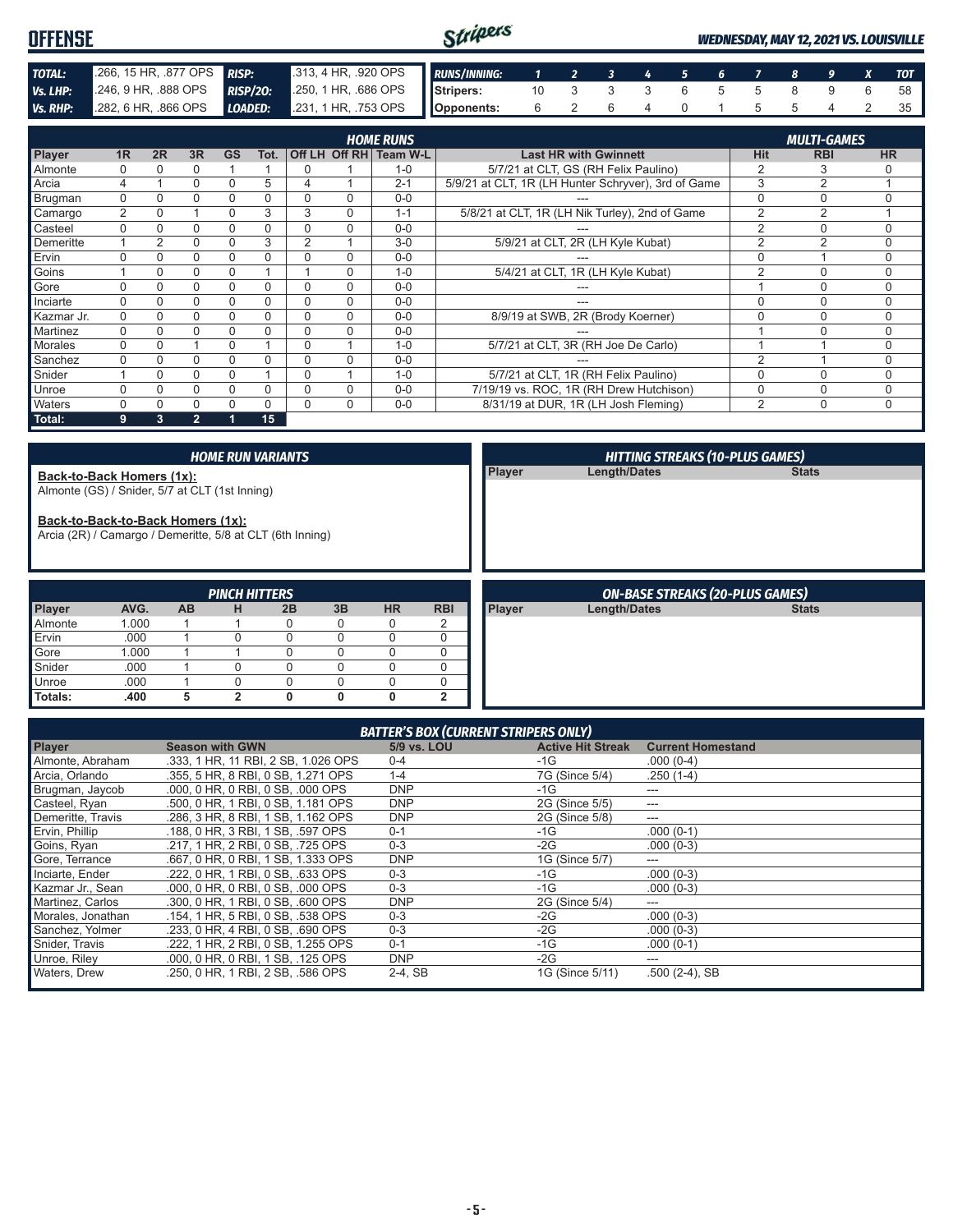# OFFENSE

*WEDNESDAY, MAY 12, 2021 VS. LOUISVILLE*

| | | | |
|---|---|---|---|
| **TOTAL:** | .266, 15 HR, .877 OPS | **RISP:** | .313, 4 HR, .920 OPS |
| **Vs. LHP:** | .246, 9 HR, .888 OPS | **RISP/2O:** | .250, 1 HR, .686 OPS |
| **Vs. RHP:** | .282, 6 HR, .866 OPS | **LOADED:** | .231, 1 HR, .753 OPS |

| RUNS/INNING: | 1 | 2 | 3 | 4 | 5 | 6 | 7 | 8 | 9 | X | TOT |
|---|---|---|---|---|---|---|---|---|---|---|---|
| Stripers: | 10 | 3 | 3 | 3 | 6 | 5 | 5 | 8 | 9 | 6 | 58 |
| Opponents: | 6 | 2 | 6 | 4 | 0 | 1 | 5 | 5 | 4 | 2 | 35 |

## HOME RUNS / MULTI-GAMES

| Player | 1R | 2R | 3R | GS | Tot. | Off LH | Off RH | Team W-L | Last HR with Gwinnett | Hit | RBI | HR |
|---|---|---|---|---|---|---|---|---|---|---|---|---|
| Almonte | 0 | 0 | 0 | 1 | 1 | 0 | 1 | 1-0 | 5/7/21 at CLT, GS (RH Felix Paulino) | 2 | 3 | 0 |
| Arcia | 4 | 1 | 0 | 0 | 5 | 4 | 1 | 2-1 | 5/9/21 at CLT, 1R (LH Hunter Schryver), 3rd of Game | 3 | 2 | 1 |
| Brugman | 0 | 0 | 0 | 0 | 0 | 0 | 0 | 0-0 | --- | 0 | 0 | 0 |
| Camargo | 2 | 0 | 1 | 0 | 3 | 3 | 0 | 1-1 | 5/8/21 at CLT, 1R (LH Nik Turley), 2nd of Game | 2 | 2 | 1 |
| Casteel | 0 | 0 | 0 | 0 | 0 | 0 | 0 | 0-0 | --- | 2 | 0 | 0 |
| Demeritte | 1 | 2 | 0 | 0 | 3 | 2 | 1 | 3-0 | 5/9/21 at CLT, 2R (LH Kyle Kubat) | 2 | 2 | 0 |
| Ervin | 0 | 0 | 0 | 0 | 0 | 0 | 0 | 0-0 | --- | 0 | 1 | 0 |
| Goins | 1 | 0 | 0 | 0 | 1 | 1 | 0 | 1-0 | 5/4/21 at CLT, 1R (LH Kyle Kubat) | 2 | 0 | 0 |
| Gore | 0 | 0 | 0 | 0 | 0 | 0 | 0 | 0-0 | --- | 1 | 0 | 0 |
| Inciarte | 0 | 0 | 0 | 0 | 0 | 0 | 0 | 0-0 | --- | 0 | 0 | 0 |
| Kazmar Jr. | 0 | 0 | 0 | 0 | 0 | 0 | 0 | 0-0 | 8/9/19 at SWB, 2R (Brody Koerner) | 0 | 0 | 0 |
| Martinez | 0 | 0 | 0 | 0 | 0 | 0 | 0 | 0-0 | --- | 1 | 0 | 0 |
| Morales | 0 | 0 | 1 | 0 | 1 | 0 | 1 | 1-0 | 5/7/21 at CLT, 3R (RH Joe De Carlo) | 1 | 1 | 0 |
| Sanchez | 0 | 0 | 0 | 0 | 0 | 0 | 0 | 0-0 | --- | 2 | 1 | 0 |
| Snider | 1 | 0 | 0 | 0 | 1 | 0 | 1 | 1-0 | 5/7/21 at CLT, 1R (RH Felix Paulino) | 0 | 0 | 0 |
| Unroe | 0 | 0 | 0 | 0 | 0 | 0 | 0 | 0-0 | 7/19/19 vs. ROC, 1R (RH Drew Hutchison) | 0 | 0 | 0 |
| Waters | 0 | 0 | 0 | 0 | 0 | 0 | 0 | 0-0 | 8/31/19 at DUR, 1R (LH Josh Fleming) | 2 | 0 | 0 |
| **Total:** | **9** | **3** | **2** | **1** | **15** | | | | | | | |

## HOME RUN VARIANTS

**Back-to-Back Homers (1x):**
Almonte (GS) / Snider, 5/7 at CLT (1st Inning)

**Back-to-Back-to-Back Homers (1x):**
Arcia (2R) / Camargo / Demeritte, 5/8 at CLT (6th Inning)

## HITTING STREAKS (10-PLUS GAMES)

| Player | Length/Dates | Stats |
|---|---|---|

## PINCH HITTERS

| Player | AVG. | AB | H | 2B | 3B | HR | RBI |
|---|---|---|---|---|---|---|---|
| Almonte | 1.000 | 1 | 1 | 0 | 0 | 0 | 2 |
| Ervin | .000 | 1 | 0 | 0 | 0 | 0 | 0 |
| Gore | 1.000 | 1 | 1 | 0 | 0 | 0 | 0 |
| Snider | .000 | 1 | 0 | 0 | 0 | 0 | 0 |
| Unroe | .000 | 1 | 0 | 0 | 0 | 0 | 0 |
| **Totals:** | **.400** | **5** | **2** | **0** | **0** | **0** | **2** |

## ON-BASE STREAKS (20-PLUS GAMES)

| Player | Length/Dates | Stats |
|---|---|---|

## BATTER'S BOX (CURRENT STRIPERS ONLY)

| Player | Season with GWN | 5/9 vs. LOU | Active Hit Streak | Current Homestand |
|---|---|---|---|---|
| Almonte, Abraham | .333, 1 HR, 11 RBI, 2 SB, 1.026 OPS | 0-4 | -1G | .000 (0-4) |
| Arcia, Orlando | .355, 5 HR, 8 RBI, 0 SB, 1.271 OPS | 1-4 | 7G (Since 5/4) | .250 (1-4) |
| Brugman, Jacob | .000, 0 HR, 0 RBI, 0 SB, .000 OPS | DNP | -1G | --- |
| Casteel, Ryan | .500, 0 HR, 1 RBI, 0 SB, 1.181 OPS | DNP | 2G (Since 5/5) | --- |
| Demeritte, Travis | .286, 3 HR, 8 RBI, 1 SB, 1.162 OPS | DNP | 2G (Since 5/8) | --- |
| Ervin, Phillip | .188, 0 HR, 3 RBI, 1 SB, .597 OPS | 0-1 | -1G | .000 (0-1) |
| Goins, Ryan | .217, 1 HR, 2 RBI, 0 SB, .725 OPS | 0-3 | -2G | .000 (0-3) |
| Gore, Terrance | .667, 0 HR, 0 RBI, 1 SB, 1.333 OPS | DNP | 1G (Since 5/7) | --- |
| Inciarte, Ender | .222, 0 HR, 1 RBI, 0 SB, .633 OPS | 0-3 | -1G | .000 (0-3) |
| Kazmar Jr., Sean | .000, 0 HR, 0 RBI, 0 SB, .000 OPS | 0-3 | -1G | .000 (0-3) |
| Martinez, Carlos | .300, 0 HR, 1 RBI, 0 SB, .600 OPS | DNP | 2G (Since 5/4) | --- |
| Morales, Jonathan | .154, 1 HR, 5 RBI, 0 SB, .538 OPS | 0-3 | -2G | .000 (0-3) |
| Sanchez, Yolmer | .233, 0 HR, 4 RBI, 0 SB, .690 OPS | 0-3 | -2G | .000 (0-3) |
| Snider, Travis | .222, 1 HR, 2 RBI, 0 SB, 1.255 OPS | 0-1 | -1G | .000 (0-1) |
| Unroe, Riley | .000, 0 HR, 0 RBI, 1 SB, .125 OPS | DNP | -2G | --- |
| Waters, Drew | .250, 0 HR, 1 RBI, 2 SB, .586 OPS | 2-4, SB | 1G (Since 5/11) | .500 (2-4), SB |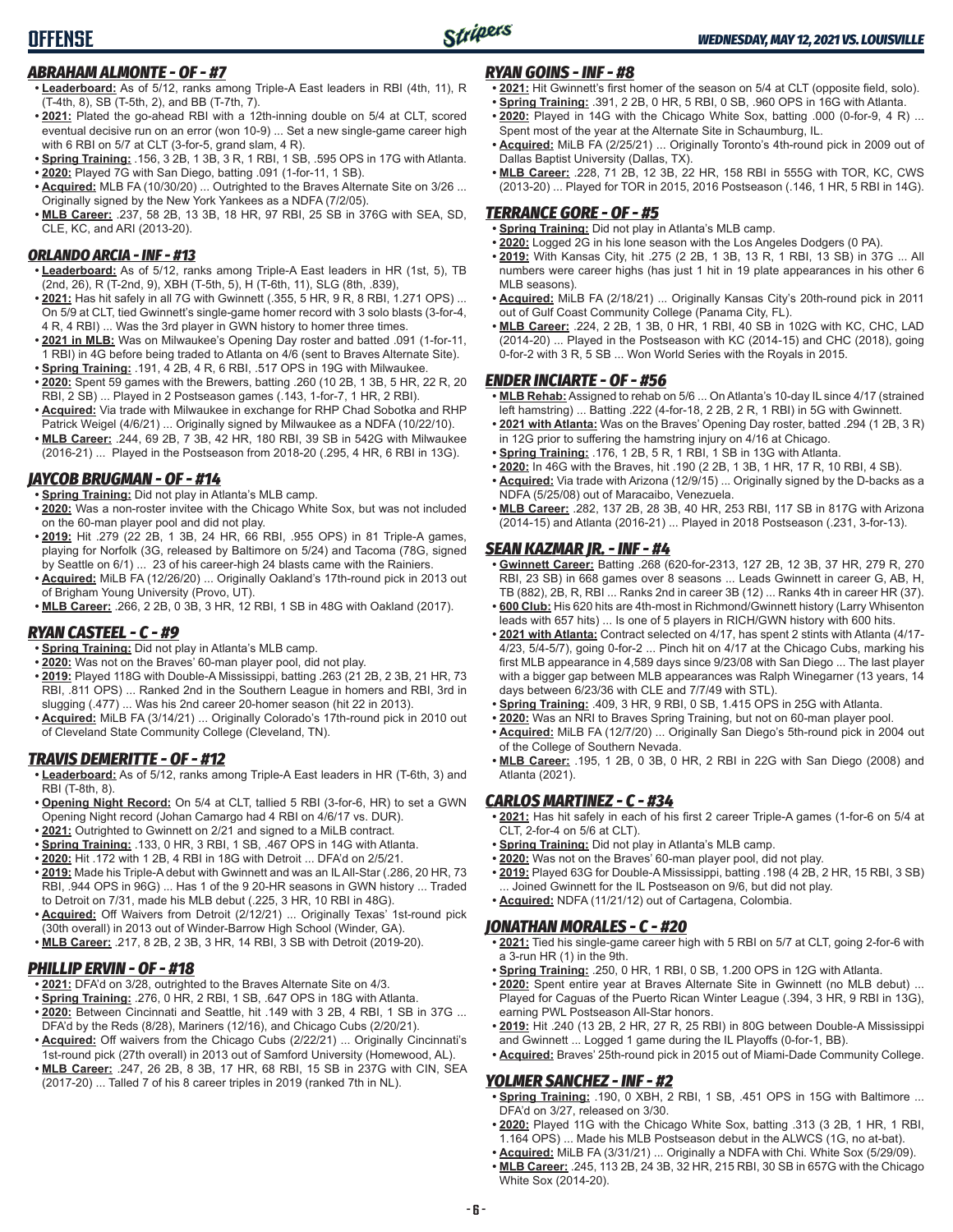# OFFENSE

*WEDNESDAY, MAY 12, 2021 VS. LOUISVILLE*

### *ABRAHAM ALMONTE - OF - #7*

- **Leaderboard:** As of 5/12, ranks among Triple-A East leaders in RBI (4th, 11), R (T-4th, 8), SB (T-5th, 2), and BB (T-7th, 7).
- **2021:** Plated the go-ahead RBI with a 12th-inning double on 5/4 at CLT, scored eventual decisive run on an error (won 10-9) ... Set a new single-game career high with 6 RBI on 5/7 at CLT (3-for-5, grand slam, 4 R).
- **Spring Training:** .156, 3 2B, 1 3B, 3 R, 1 RBI, 1 SB, .595 OPS in 17G with Atlanta.
- **2020:** Played 7G with San Diego, batting .091 (1-for-11, 1 SB).
- **Acquired:** MLB FA (10/30/20) ... Outrighted to the Braves Alternate Site on 3/26 ... Originally signed by the New York Yankees as a NDFA (7/2/05).
- **MLB Career:** .237, 58 2B, 13 3B, 18 HR, 97 RBI, 25 SB in 376G with SEA, SD, CLE, KC, and ARI (2013-20).

### *ORLANDO ARCIA - INF - #13*

- **Leaderboard:** As of 5/12, ranks among Triple-A East leaders in HR (1st, 5), TB (2nd, 26), R (T-2nd, 9), XBH (T-5th, 5), H (T-6th, 11), SLG (8th, .839),
- **2021:** Has hit safely in all 7G with Gwinnett (.355, 5 HR, 9 R, 8 RBI, 1.271 OPS) ... On 5/9 at CLT, tied Gwinnett's single-game homer record with 3 solo blasts (3-for-4, 4 R, 4 RBI) ... Was the 3rd player in GWN history to homer three times.
- **2021 in MLB:** Was on Milwaukee's Opening Day roster and batted .091 (1-for-11, 1 RBI) in 4G before being traded to Atlanta on 4/6 (sent to Braves Alternate Site).
- **Spring Training:** .191, 4 2B, 4 R, 6 RBI, .517 OPS in 19G with Milwaukee.
- **2020:** Spent 59 games with the Brewers, batting .260 (10 2B, 1 3B, 5 HR, 22 R, 20 RBI, 2 SB) ... Played in 2 Postseason games (.143, 1-for-7, 1 HR, 2 RBI).
- **Acquired:** Via trade with Milwaukee in exchange for RHP Chad Sobotka and RHP Patrick Weigel (4/6/21) ... Originally signed by Milwaukee as a NDFA (10/22/10).
- **MLB Career:** .244, 69 2B, 7 3B, 42 HR, 180 RBI, 39 SB in 542G with Milwaukee (2016-21) ... Played in the Postseason from 2018-20 (.295, 4 HR, 6 RBI in 13G).

### *JAYCOB BRUGMAN - OF - #14*

- **Spring Training:** Did not play in Atlanta's MLB camp.
- **2020:** Was a non-roster invitee with the Chicago White Sox, but was not included on the 60-man player pool and did not play.
- **2019:** Hit .279 (22 2B, 1 3B, 24 HR, 66 RBI, .955 OPS) in 81 Triple-A games, playing for Norfolk (3G, released by Baltimore on 5/24) and Tacoma (78G, signed by Seattle on 6/1) ... 23 of his career-high 24 blasts came with the Rainiers.
- **Acquired:** MiLB FA (12/26/20) ... Originally Oakland's 17th-round pick in 2013 out of Brigham Young University (Provo, UT).
- **MLB Career:** .266, 2 2B, 0 3B, 3 HR, 12 RBI, 1 SB in 48G with Oakland (2017).

### *RYAN CASTEEL - C - #9*

- **Spring Training:** Did not play in Atlanta's MLB camp.
- **2020:** Was not on the Braves' 60-man player pool, did not play.
- **2019:** Played 118G with Double-A Mississippi, batting .263 (21 2B, 2 3B, 21 HR, 73 RBI, .811 OPS) ... Ranked 2nd in the Southern League in homers and RBI, 3rd in slugging (.477) ... Was his 2nd career 20-homer season (hit 22 in 2013).
- **Acquired:** MiLB FA (3/14/21) ... Originally Colorado's 17th-round pick in 2010 out of Cleveland State Community College (Cleveland, TN).

### *TRAVIS DEMERITTE - OF - #12*

- **Leaderboard:** As of 5/12, ranks among Triple-A East leaders in HR (T-6th, 3) and RBI (T-8th, 8).
- **Opening Night Record:** On 5/4 at CLT, tallied 5 RBI (3-for-6, HR) to set a GWN Opening Night record (Johan Camargo had 4 RBI on 4/6/17 vs. DUR).
- **2021:** Outrighted to Gwinnett on 2/21 and signed to a MiLB contract.
- **Spring Training:** .133, 0 HR, 3 RBI, 1 SB, .467 OPS in 14G with Atlanta.
- **2020:** Hit .172 with 1 2B, 4 RBI in 18G with Detroit ... DFA'd on 2/5/21.
- **2019:** Made his Triple-A debut with Gwinnett and was an IL All-Star (.286, 20 HR, 73 RBI, .944 OPS in 96G) ... Has 1 of the 9 20-HR seasons in GWN history ... Traded to Detroit on 7/31, made his MLB debut (.225, 3 HR, 10 RBI in 48G).
- **Acquired:** Off Waivers from Detroit (2/12/21) ... Originally Texas' 1st-round pick (30th overall) in 2013 out of Winder-Barrow High School (Winder, GA).
- **MLB Career:** .217, 8 2B, 2 3B, 3 HR, 14 RBI, 3 SB with Detroit (2019-20).

### *PHILLIP ERVIN - OF - #18*

- **2021:** DFA'd on 3/28, outrighted to the Braves Alternate Site on 4/3.
- **Spring Training:** .276, 0 HR, 2 RBI, 1 SB, .647 OPS in 18G with Atlanta.
- **2020:** Between Cincinnati and Seattle, hit .149 with 3 2B, 4 RBI, 1 SB in 37G ... DFA'd by the Reds (8/28), Mariners (12/16), and Chicago Cubs (2/20/21).
- **Acquired:** Off waivers from the Chicago Cubs (2/22/21) ... Originally Cincinnati's 1st-round pick (27th overall) in 2013 out of Samford University (Homewood, AL).
- **MLB Career:** .247, 26 2B, 8 3B, 17 HR, 68 RBI, 15 SB in 237G with CIN, SEA (2017-20) ... Talled 7 of his 8 career triples in 2019 (ranked 7th in NL).

### *RYAN GOINS - INF - #8*

- **2021:** Hit Gwinnett's first homer of the season on 5/4 at CLT (opposite field, solo).
- **Spring Training:** .391, 2 2B, 0 HR, 5 RBI, 0 SB, .960 OPS in 16G with Atlanta.
- **2020:** Played in 14G with the Chicago White Sox, batting .000 (0-for-9, 4 R) ... Spent most of the year at the Alternate Site in Schaumburg, IL.
- **Acquired:** MiLB FA (2/25/21) ... Originally Toronto's 4th-round pick in 2009 out of Dallas Baptist University (Dallas, TX).
- **MLB Career:** .228, 71 2B, 12 3B, 22 HR, 158 RBI in 555G with TOR, KC, CWS (2013-20) ... Played for TOR in 2015, 2016 Postseason (.146, 1 HR, 5 RBI in 14G).

### *TERRANCE GORE - OF - #5*

- **Spring Training:** Did not play in Atlanta's MLB camp.
- **2020:** Logged 2G in his lone season with the Los Angeles Dodgers (0 PA).
- **2019:** With Kansas City, hit .275 (2 2B, 1 3B, 13 R, 1 RBI, 13 SB) in 37G ... All numbers were career highs (has just 1 hit in 19 plate appearances in his other 6 MLB seasons).
- **Acquired:** MiLB FA (2/18/21) ... Originally Kansas City's 20th-round pick in 2011 out of Gulf Coast Community College (Panama City, FL).
- **MLB Career:** .224, 2 2B, 1 3B, 0 HR, 1 RBI, 40 SB in 102G with KC, CHC, LAD (2014-20) ... Played in the Postseason with KC (2014-15) and CHC (2018), going 0-for-2 with 3 R, 5 SB ... Won World Series with the Royals in 2015.

### *ENDER INCIARTE - OF - #56*

- **MLB Rehab:** Assigned to rehab on 5/6 ... On Atlanta's 10-day IL since 4/17 (strained left hamstring) ... Batting .222 (4-for-18, 2 2B, 2 R, 1 RBI) in 5G with Gwinnett.
- **2021 with Atlanta:** Was on the Braves' Opening Day roster, batted .294 (1 2B, 3 R) in 12G prior to suffering the hamstring injury on 4/16 at Chicago.
- **Spring Training:** .176, 1 2B, 5 R, 1 RBI, 1 SB in 13G with Atlanta.
- **2020:** In 46G with the Braves, hit .190 (2 2B, 1 3B, 1 HR, 17 R, 10 RBI, 4 SB).
- **Acquired:** Via trade with Arizona (12/9/15) ... Originally signed by the D-backs as a NDFA (5/25/08) out of Maracaibo, Venezuela.
- **MLB Career:** .282, 137 2B, 28 3B, 40 HR, 253 RBI, 117 SB in 817G with Arizona (2014-15) and Atlanta (2016-21) ... Played in 2018 Postseason (.231, 3-for-13).

### *SEAN KAZMAR JR. - INF - #4*

- **Gwinnett Career:** Batting .268 (620-for-2313, 127 2B, 12 3B, 37 HR, 279 R, 270 RBI, 23 SB) in 668 games over 8 seasons ... Leads Gwinnett in career G, AB, H, TB (882), 2B, R, RBI ... Ranks 2nd in career 3B (12) ... Ranks 4th in career HR (37).
- **600 Club:** His 620 hits are 4th-most in Richmond/Gwinnett history (Larry Whisenton leads with 657 hits) ... Is one of 5 players in RICH/GWN history with 600 hits.
- **2021 with Atlanta:** Contract selected on 4/17, has spent 2 stints with Atlanta (4/17-4/23, 5/4-5/7), going 0-for-2 ... Pinch hit on 4/17 at the Chicago Cubs, marking his first MLB appearance in 4,589 days since 9/23/08 with San Diego ... The last player with a bigger gap between MLB appearances was Ralph Winegarner (13 years, 14 days between 6/23/36 with CLE and 7/7/49 with STL).
- **Spring Training:** .409, 3 HR, 9 RBI, 0 SB, 1.415 OPS in 25G with Atlanta.
- **2020:** Was an NRI to Braves Spring Training, but not on 60-man player pool.
- **Acquired:** MiLB FA (12/7/20) ... Originally San Diego's 5th-round pick in 2004 out of the College of Southern Nevada.
- **MLB Career:** .195, 1 2B, 0 3B, 0 HR, 2 RBI in 22G with San Diego (2008) and Atlanta (2021).

### *CARLOS MARTINEZ - C - #34*

- **2021:** Has hit safely in each of his first 2 career Triple-A games (1-for-6 on 5/4 at CLT, 2-for-4 on 5/6 at CLT).
- **Spring Training:** Did not play in Atlanta's MLB camp.
- **2020:** Was not on the Braves' 60-man player pool, did not play.
- **2019:** Played 63G for Double-A Mississippi, batting .198 (4 2B, 2 HR, 15 RBI, 3 SB) ... Joined Gwinnett for the IL Postseason on 9/6, but did not play.
- **Acquired:** NDFA (11/21/12) out of Cartagena, Colombia.

### *JONATHAN MORALES - C - #20*

- **2021:** Tied his single-game career high with 5 RBI on 5/7 at CLT, going 2-for-6 with a 3-run HR (1) in the 9th.
- **Spring Training:** .250, 0 HR, 1 RBI, 0 SB, 1.200 OPS in 12G with Atlanta.
- **2020:** Spent entire year at Braves Alternate Site in Gwinnett (no MLB debut) ... Played for Caguas of the Puerto Rican Winter League (.394, 3 HR, 9 RBI in 13G), earning PWL Postseason All-Star honors.
- **2019:** Hit .240 (13 2B, 2 HR, 27 R, 25 RBI) in 80G between Double-A Mississippi and Gwinnett ... Logged 1 game during the IL Playoffs (0-for-1, BB).
- **Acquired:** Braves' 25th-round pick in 2015 out of Miami-Dade Community College.

### *YOLMER SANCHEZ - INF - #2*

- **Spring Training:** .190, 0 XBH, 2 RBI, 1 SB, .451 OPS in 15G with Baltimore ... DFA'd on 3/27, released on 3/30.
- **2020:** Played 11G with the Chicago White Sox, batting .313 (3 2B, 1 HR, 1 RBI, 1.164 OPS) ... Made his MLB Postseason debut in the ALWCS (1G, no at-bat).
- **Acquired:** MiLB FA (3/31/21) ... Originally a NDFA with Chi. White Sox (5/29/09).
- **MLB Career:** .245, 113 2B, 24 3B, 32 HR, 215 RBI, 30 SB in 657G with the Chicago White Sox (2014-20).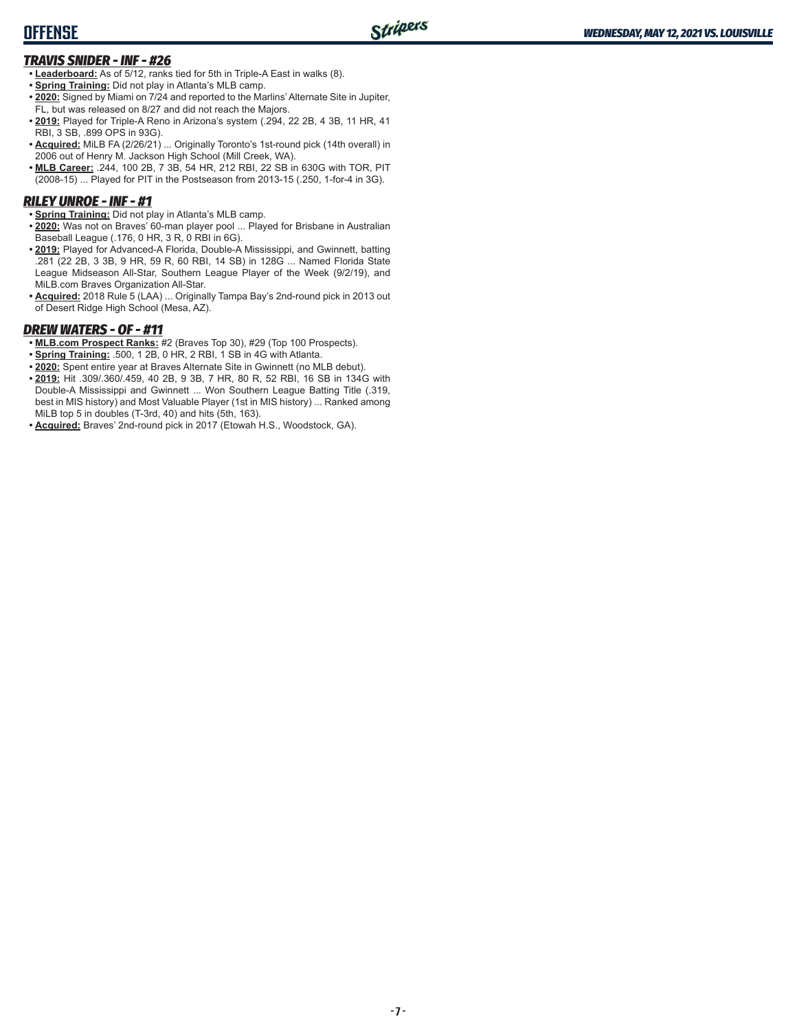## TRAVIS SNIDER - INF - #26

- **Leaderboard:** As of 5/12, ranks tied for 5th in Triple-A East in walks (8).
- **Spring Training:** Did not play in Atlanta's MLB camp.
- **2020:** Signed by Miami on 7/24 and reported to the Marlins' Alternate Site in Jupiter, FL, but was released on 8/27 and did not reach the Majors.
- **2019:** Played for Triple-A Reno in Arizona's system (.294, 22 2B, 4 3B, 11 HR, 41 RBI, 3 SB, .899 OPS in 93G).
- **Acquired:** MiLB FA (2/26/21) ... Originally Toronto's 1st-round pick (14th overall) in 2006 out of Henry M. Jackson High School (Mill Creek, WA).
- **MLB Career:** .244, 100 2B, 7 3B, 54 HR, 212 RBI, 22 SB in 630G with TOR, PIT (2008-15) ... Played for PIT in the Postseason from 2013-15 (.250, 1-for-4 in 3G).

## RILEY UNROE - INF - #1

- **Spring Training:** Did not play in Atlanta's MLB camp.
- **2020:** Was not on Braves' 60-man player pool ... Played for Brisbane in Australian Baseball League (.176, 0 HR, 3 R, 0 RBI in 6G).
- **2019:** Played for Advanced-A Florida, Double-A Mississippi, and Gwinnett, batting .281 (22 2B, 3 3B, 9 HR, 59 R, 60 RBI, 14 SB) in 128G ... Named Florida State League Midseason All-Star, Southern League Player of the Week (9/2/19), and MiLB.com Braves Organization All-Star.
- **Acquired:** 2018 Rule 5 (LAA) ... Originally Tampa Bay's 2nd-round pick in 2013 out of Desert Ridge High School (Mesa, AZ).

## DREW WATERS - OF - #11

- **MLB.com Prospect Ranks:** #2 (Braves Top 30), #29 (Top 100 Prospects).
- **Spring Training:** .500, 1 2B, 0 HR, 2 RBI, 1 SB in 4G with Atlanta.
- **2020:** Spent entire year at Braves Alternate Site in Gwinnett (no MLB debut).
- **2019:** Hit .309/.360/.459, 40 2B, 9 3B, 7 HR, 80 R, 52 RBI, 16 SB in 134G with Double-A Mississippi and Gwinnett ... Won Southern League Batting Title (.319, best in MIS history) and Most Valuable Player (1st in MIS history) ... Ranked among MiLB top 5 in doubles (T-3rd, 40) and hits (5th, 163).
- **Acquired:** Braves' 2nd-round pick in 2017 (Etowah H.S., Woodstock, GA).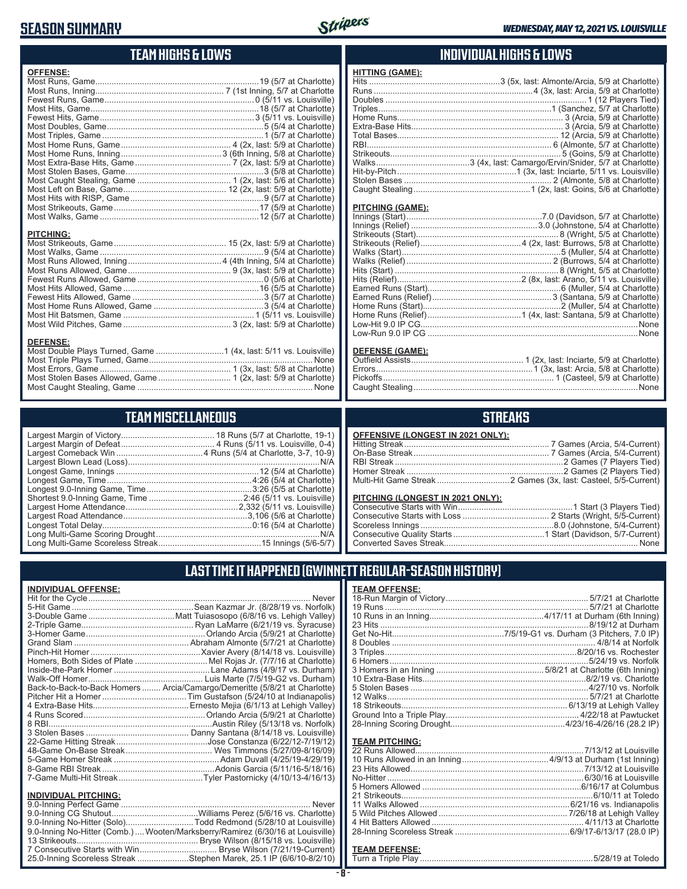# SEASON SUMMARY

*WEDNESDAY, MAY 12, 2021 VS. LOUISVILLE*

## TEAM HIGHS & LOWS

**OFFENSE:**

| | |
|---|---|
| Most Runs, Game | 19 (5/7 at Charlotte) |
| Most Runs, Inning | 7 (1st Inning, 5/7 at Charlotte) |
| Fewest Runs, Game | 0 (5/11 vs. Louisville) |
| Most Hits, Game | 18 (5/7 at Charlotte) |
| Fewest Hits, Game | 3 (5/11 vs. Louisville) |
| Most Doubles, Game | 5 (5/4 at Charlotte) |
| Most Triples, Game | 1 (5/7 at Charlotte) |
| Most Home Runs, Game | 4 (2x, last: 5/9 at Charlotte) |
| Most Home Runs, Inning | 3 (6th Inning, 5/8 at Charlotte) |
| Most Extra-Base Hits, Game | 7 (2x, last: 5/9 at Charlotte) |
| Most Stolen Bases, Game | 3 (5/8 at Charlotte) |
| Most Caught Stealing, Game | 1 (2x, last: 5/6 at Charlotte) |
| Most Left on Base, Game | 12 (2x, last: 5/9 at Charlotte) |
| Most Hits with RISP, Game | 9 (5/7 at Charlotte) |
| Most Strikeouts, Game | 17 (5/9 at Charlotte) |
| Most Walks, Game | 12 (5/7 at Charlotte) |

**PITCHING:**

| | |
|---|---|
| Most Strikeouts, Game | 15 (2x, last: 5/9 at Charlotte) |
| Most Walks, Game | 9 (5/4 at Charlotte) |
| Most Runs Allowed, Inning | 4 (4th Inning, 5/4 at Charlotte) |
| Most Runs Allowed, Game | 9 (3x, last: 5/9 at Charlotte) |
| Fewest Runs Allowed, Game | 0 (5/6 at Charlotte) |
| Most Hits Allowed, Game | 16 (5/5 at Charlotte) |
| Fewest Hits Allowed, Game | 3 (5/7 at Charlotte) |
| Most Home Runs Allowed, Game | 3 (5/4 at Charlotte) |
| Most Hit Batsmen, Game | 1 (5/11 vs. Louisville) |
| Most Wild Pitches, Game | 3 (2x, last: 5/9 at Charlotte) |

**DEFENSE:**

| | |
|---|---|
| Most Double Plays Turned, Game | 1 (4x, last: 5/11 vs. Louisville) |
| Most Triple Plays Turned, Game | None |
| Most Errors, Game | 1 (3x, last: 5/8 at Charlotte) |
| Most Stolen Bases Allowed, Game | 1 (2x, last: 5/9 at Charlotte) |
| Most Caught Stealing, Game | None |

## INDIVIDUAL HIGHS & LOWS

**HITTING (GAME):**

| | |
|---|---|
| Hits | 3 (5x, last: Almonte/Arcia, 5/9 at Charlotte) |
| Runs | 4 (3x, last: Arcia, 5/9 at Charlotte) |
| Doubles | 1 (12 Players Tied) |
| Triples | 1 (Sanchez, 5/7 at Charlotte) |
| Home Runs | 3 (Arcia, 5/9 at Charlotte) |
| Extra-Base Hits | 3 (Arcia, 5/9 at Charlotte) |
| Total Bases | 12 (Arcia, 5/9 at Charlotte) |
| RBI | 6 (Almonte, 5/7 at Charlotte) |
| Strikeouts | 5 (Goins, 5/9 at Charlotte) |
| Walks | 3 (4x, last: Camargo/Ervin/Snider, 5/7 at Charlotte) |
| Hit-by-Pitch | 1 (3x, last: Inciarte, 5/11 vs. Louisville) |
| Stolen Bases | 2 (Almonte, 5/8 at Charlotte) |
| Caught Stealing | 1 (2x, last: Goins, 5/6 at Charlotte) |

**PITCHING (GAME):**

| | |
|---|---|
| Innings (Start) | 7.0 (Davidson, 5/7 at Charlotte) |
| Innings (Relief) | 3.0 (Johnstone, 5/4 at Charlotte) |
| Strikeouts (Start) | 8 (Wright, 5/5 at Charlotte) |
| Strikeouts (Relief) | 4 (2x, last: Burrows, 5/8 at Charlotte) |
| Walks (Start) | 5 (Muller, 5/4 at Charlotte) |
| Walks (Relief) | 2 (Burrows, 5/4 at Charlotte) |
| Hits (Start) | 8 (Wright, 5/5 at Charlotte) |
| Hits (Relief) | 2 (8x, last: Arano, 5/11 vs. Louisville) |
| Earned Runs (Start) | 6 (Muller, 5/4 at Charlotte) |
| Earned Runs (Relief) | 3 (Santana, 5/9 at Charlotte) |
| Home Runs (Start) | 2 (Muller, 5/4 at Charlotte) |
| Home Runs (Relief) | 1 (4x, last: Santana, 5/9 at Charlotte) |
| Low-Hit 9.0 IP CG | None |
| Low-Run 9.0 IP CG | None |

**DEFENSE (GAME):**

| | |
|---|---|
| Outfield Assists | 1 (2x, last: Inciarte, 5/9 at Charlotte) |
| Errors | 1 (3x, last: Arcia, 5/8 at Charlotte) |
| Pickoffs | 1 (Casteel, 5/9 at Charlotte) |
| Caught Stealing | None |

## TEAM MISCELLANEOUS

| | |
|---|---|
| Largest Margin of Victory | 18 Runs (5/7 at Charlotte, 19-1) |
| Largest Margin of Defeat | 4 Runs (5/11 vs. Louisville, 0-4) |
| Largest Comeback Win | 4 Runs (5/4 at Charlotte, 3-7, 10-9) |
| Largest Blown Lead (Loss) | N/A |
| Longest Game, Innings | 12 (5/4 at Charlotte) |
| Longest Game, Time | 4:26 (5/4 at Charlotte) |
| Longest 9.0-Inning Game, Time | 3:26 (5/5 at Charlotte) |
| Shortest 9.0-Inning Game, Time | 2:46 (5/11 vs. Louisville) |
| Largest Home Attendance | 2,332 (5/11 vs. Louisville) |
| Largest Road Attendance | 3,106 (5/6 at Charlotte) |
| Longest Total Delay | 0:16 (5/4 at Charlotte) |
| Long Multi-Game Scoring Drought | N/A |
| Long Multi-Game Scoreless Streak | 15 Innings (5/6-5/7) |

## STREAKS

**OFFENSIVE (LONGEST IN 2021 ONLY):**

| | |
|---|---|
| Hitting Streak | 7 Games (Arcia, 5/4-Current) |
| On-Base Streak | 7 Games (Arcia, 5/4-Current) |
| RBI Streak | 2 Games (7 Players Tied) |
| Homer Streak | 2 Games (2 Players Tied) |
| Multi-Hit Game Streak | 2 Games (3x, last: Casteel, 5/5-Current) |

**PITCHING (LONGEST IN 2021 ONLY):**

| | |
|---|---|
| Consecutive Starts with Win | 1 Start (3 Players Tied) |
| Consecutive Starts with Loss | 2 Starts (Wright, 5/5-Current) |
| Scoreless Innings | 8.0 (Johnstone, 5/4-Current) |
| Consecutive Quality Starts | 1 Start (Davidson, 5/7-Current) |
| Converted Saves Streak | None |

## LAST TIME IT HAPPENED (GWINNETT REGULAR-SEASON HISTORY)

**INDIVIDUAL OFFENSE:**

| | |
|---|---|
| Hit for the Cycle | Never |
| 5-Hit Game | Sean Kazmar Jr. (8/28/19 vs. Norfolk) |
| 3-Double Game | Matt Tuiasosopo (6/8/16 vs. Lehigh Valley) |
| 2-Triple Game | Ryan LaMarre (6/21/19 vs. Syracuse) |
| 3-Homer Game | Orlando Arcia (5/9/21 at Charlotte) |
| Grand Slam | Abraham Almonte (5/7/21 at Charlotte) |
| Pinch-Hit Homer | Xavier Avery (8/14/18 vs. Louisville) |
| Homers, Both Sides of Plate | Mel Rojas Jr. (7/7/16 at Charlotte) |
| Inside-the-Park Homer | Lane Adams (4/9/17 vs. Durham) |
| Walk-Off Homer | Luis Marte (7/5/19-G2 vs. Durham) |
| Back-to-Back-to-Back Homers | Arcia/Camargo/Demeritte (5/8/21 at Charlotte) |
| Pitcher Hit a Homer | Tim Gustafson (5/24/10 at Indianapolis) |
| 4 Extra-Base Hits | Ernesto Mejia (6/1/13 at Lehigh Valley) |
| 4 Runs Scored | Orlando Arcia (5/9/21 at Charlotte) |
| 8 RBI | Austin Riley (5/13/18 vs. Norfolk) |
| 3 Stolen Bases | Danny Santana (8/14/18 vs. Louisville) |
| 22-Game Hitting Streak | Jose Constanza (6/22/12-7/19/12) |
| 48-Game On-Base Streak | Wes Timmons (5/27/09-8/16/09) |
| 5-Game Homer Streak | Adam Duvall (4/25/19-4/29/19) |
| 8-Game RBI Streak | Adonis Garcia (5/11/16-5/18/16) |
| 7-Game Multi-Hit Streak | Tyler Pastornicky (4/10/13-4/16/13) |

**INDIVIDUAL PITCHING:**

| | |
|---|---|
| 9.0-Inning Perfect Game | Never |
| 9.0-Inning CG Shutout | Williams Perez (5/6/16 vs. Charlotte) |
| 9.0-Inning No-Hitter (Solo) | Todd Redmond (5/28/10 at Louisville) |
| 9.0-Inning No-Hitter (Comb.) | Wooten/Marksberry/Ramirez (6/30/16 at Louisville) |
| 13 Strikeouts | Bryse Wilson (8/15/18 vs. Louisville) |
| 7 Consecutive Starts with Win | Bryse Wilson (7/21/19-Current) |
| 25.0-Inning Scoreless Streak | Stephen Marek, 25.1 IP (6/6/10-8/2/10) |

**TEAM OFFENSE:**

| | |
|---|---|
| 18-Run Margin of Victory | 5/7/21 at Charlotte |
| 19 Runs | 5/7/21 at Charlotte |
| 10 Runs in an Inning | 4/17/11 at Durham (6th Inning) |
| 23 Hits | 8/19/12 at Durham |
| Get No-Hit | 7/5/19-G1 vs. Durham (3 Pitchers, 7.0 IP) |
| 8 Doubles | 4/8/14 at Norfolk |
| 3 Triples | 8/20/16 vs. Rochester |
| 6 Homers | 5/24/19 vs. Norfolk |
| 3 Homers in an Inning | 5/8/21 at Charlotte (6th Inning) |
| 10 Extra-Base Hits | 8/2/19 vs. Charlotte |
| 5 Stolen Bases | 4/27/10 vs. Norfolk |
| 12 Walks | 5/7/21 at Charlotte |
| 18 Strikeouts | 6/13/19 at Lehigh Valley |
| Ground Into a Triple Play | 4/22/18 at Pawtucket |
| 28-Inning Scoring Drought | 4/23/16-4/26/16 (28.2 IP) |

**TEAM PITCHING:**

| | |
|---|---|
| 22 Runs Allowed | 7/13/12 at Louisville |
| 10 Runs Allowed in an Inning | 4/9/13 at Durham (1st Inning) |
| 23 Hits Allowed | 7/13/12 at Louisville |
| No-Hitter | 6/30/16 at Louisville |
| 5 Homers Allowed | 6/16/17 at Columbus |
| 21 Strikeouts | 6/10/11 at Toledo |
| 11 Walks Allowed | 6/21/16 vs. Indianapolis |
| 5 Wild Pitches Allowed | 7/26/18 at Lehigh Valley |
| 4 Hit Batters Allowed | 4/11/13 at Charlotte |
| 28-Inning Scoreless Streak | 6/9/17-6/13/17 (28.0 IP) |

**TEAM DEFENSE:**

| | |
|---|---|
| Turn a Triple Play | 5/28/19 at Toledo |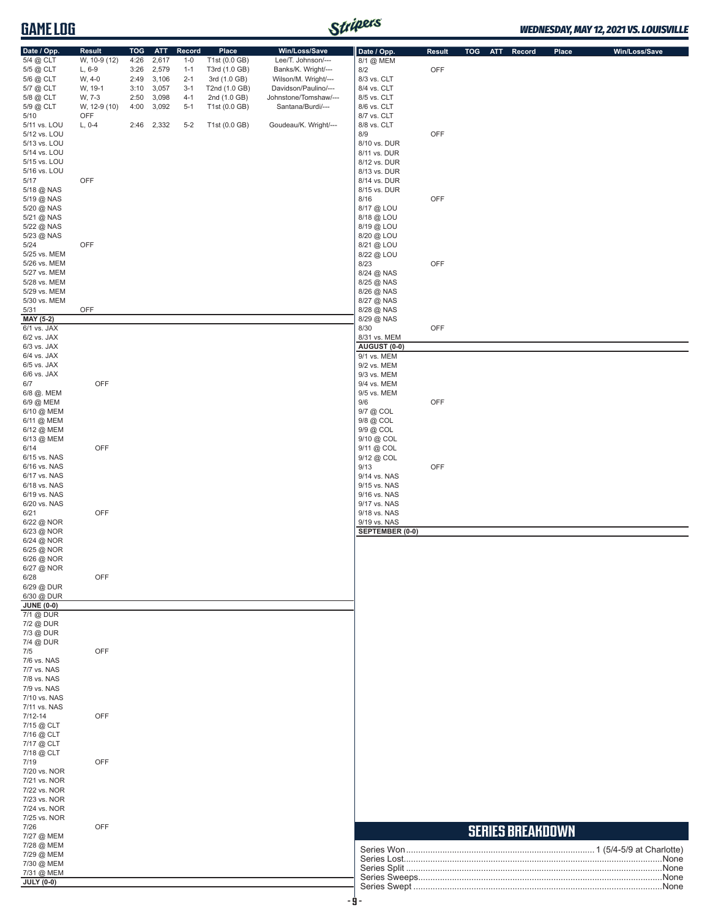# GAME LOG

*WEDNESDAY, MAY 12, 2021 VS. LOUISVILLE*

| Date / Opp. | Result | TOG | ATT | Record | Place | Win/Loss/Save |
|---|---|---|---|---|---|---|
| 5/4 @ CLT | W, 10-9 (12) | 4:26 | 2,617 | 1-0 | T1st (0.0 GB) | Lee/T. Johnson/--- |
| 5/5 @ CLT | L, 6-9 | 3:26 | 2,579 | 1-1 | T3rd (1.0 GB) | Banks/K. Wright/--- |
| 5/6 @ CLT | W, 4-0 | 2:49 | 3,106 | 2-1 | 3rd (1.0 GB) | Wilson/M. Wright/--- |
| 5/7 @ CLT | W, 19-1 | 3:10 | 3,057 | 3-1 | T2nd (1.0 GB) | Davidson/Paulino/--- |
| 5/8 @ CLT | W, 7-3 | 2:50 | 3,098 | 4-1 | 2nd (1.0 GB) | Johnstone/Tomshaw/--- |
| 5/9 @ CLT | W, 12-9 (10) | 4:00 | 3,092 | 5-1 | T1st (0.0 GB) | Santana/Burdi/--- |
| 5/10 | OFF | | | | | |
| 5/11 vs. LOU | L, 0-4 | 2:46 | 2,332 | 5-2 | T1st (0.0 GB) | Goudeau/K. Wright/--- |
| 5/12 vs. LOU | | | | | | |
| 5/13 vs. LOU | | | | | | |
| 5/14 vs. LOU | | | | | | |
| 5/15 vs. LOU | | | | | | |
| 5/16 vs. LOU | | | | | | |
| 5/17 | OFF | | | | | |
| 5/18 @ NAS | | | | | | |
| 5/19 @ NAS | | | | | | |
| 5/20 @ NAS | | | | | | |
| 5/21 @ NAS | | | | | | |
| 5/22 @ NAS | | | | | | |
| 5/23 @ NAS | | | | | | |
| 5/24 | OFF | | | | | |
| 5/25 vs. MEM | | | | | | |
| 5/26 vs. MEM | | | | | | |
| 5/27 vs. MEM | | | | | | |
| 5/28 vs. MEM | | | | | | |
| 5/29 vs. MEM | | | | | | |
| 5/30 vs. MEM | | | | | | |
| 5/31 | OFF | | | | | |
| **MAY (5-2)** | | | | | | |
| 6/1 vs. JAX | | | | | | |
| 6/2 vs. JAX | | | | | | |
| 6/3 vs. JAX | | | | | | |
| 6/4 vs. JAX | | | | | | |
| 6/5 vs. JAX | | | | | | |
| 6/6 vs. JAX | | | | | | |
| 6/7 | OFF | | | | | |
| 6/8 @. MEM | | | | | | |
| 6/9 @ MEM | | | | | | |
| 6/10 @ MEM | | | | | | |
| 6/11 @ MEM | | | | | | |
| 6/12 @ MEM | | | | | | |
| 6/13 @ MEM | | | | | | |
| 6/14 | OFF | | | | | |
| 6/15 vs. NAS | | | | | | |
| 6/16 vs. NAS | | | | | | |
| 6/17 vs. NAS | | | | | | |
| 6/18 vs. NAS | | | | | | |
| 6/19 vs. NAS | | | | | | |
| 6/20 vs. NAS | | | | | | |
| 6/21 | OFF | | | | | |
| 6/22 @ NOR | | | | | | |
| 6/23 @ NOR | | | | | | |
| 6/24 @ NOR | | | | | | |
| 6/25 @ NOR | | | | | | |
| 6/26 @ NOR | | | | | | |
| 6/27 @ NOR | | | | | | |
| 6/28 | OFF | | | | | |
| 6/29 @ DUR | | | | | | |
| 6/30 @ DUR | | | | | | |
| **JUNE (0-0)** | | | | | | |
| 7/1 @ DUR | | | | | | |
| 7/2 @ DUR | | | | | | |
| 7/3 @ DUR | | | | | | |
| 7/4 @ DUR | | | | | | |
| 7/5 | OFF | | | | | |
| 7/6 vs. NAS | | | | | | |
| 7/7 vs. NAS | | | | | | |
| 7/8 vs. NAS | | | | | | |
| 7/9 vs. NAS | | | | | | |
| 7/10 vs. NAS | | | | | | |
| 7/11 vs. NAS | | | | | | |
| 7/12-14 | OFF | | | | | |
| 7/15 @ CLT | | | | | | |
| 7/16 @ CLT | | | | | | |
| 7/17 @ CLT | | | | | | |
| 7/18 @ CLT | | | | | | |
| 7/19 | OFF | | | | | |
| 7/20 vs. NOR | | | | | | |
| 7/21 vs. NOR | | | | | | |
| 7/22 vs. NOR | | | | | | |
| 7/23 vs. NOR | | | | | | |
| 7/24 vs. NOR | | | | | | |
| 7/25 vs. NOR | | | | | | |
| 7/26 | OFF | | | | | |
| 7/27 @ MEM | | | | | | |
| 7/28 @ MEM | | | | | | |
| 7/29 @ MEM | | | | | | |
| 7/30 @ MEM | | | | | | |
| 7/31 @ MEM | | | | | | |
| **JULY (0-0)** | | | | | | |

| Date / Opp. | Result | TOG | ATT | Record | Place | Win/Loss/Save |
|---|---|---|---|---|---|---|
| 8/1 @ MEM | | | | | | |
| 8/2 | OFF | | | | | |
| 8/3 vs. CLT | | | | | | |
| 8/4 vs. CLT | | | | | | |
| 8/5 vs. CLT | | | | | | |
| 8/6 vs. CLT | | | | | | |
| 8/7 vs. CLT | | | | | | |
| 8/8 vs. CLT | | | | | | |
| 8/9 | OFF | | | | | |
| 8/10 vs. DUR | | | | | | |
| 8/11 vs. DUR | | | | | | |
| 8/12 vs. DUR | | | | | | |
| 8/13 vs. DUR | | | | | | |
| 8/14 vs. DUR | | | | | | |
| 8/15 vs. DUR | | | | | | |
| 8/16 | OFF | | | | | |
| 8/17 @ LOU | | | | | | |
| 8/18 @ LOU | | | | | | |
| 8/19 @ LOU | | | | | | |
| 8/20 @ LOU | | | | | | |
| 8/21 @ LOU | | | | | | |
| 8/22 @ LOU | | | | | | |
| 8/23 | OFF | | | | | |
| 8/24 @ NAS | | | | | | |
| 8/25 @ NAS | | | | | | |
| 8/26 @ NAS | | | | | | |
| 8/27 @ NAS | | | | | | |
| 8/28 @ NAS | | | | | | |
| 8/29 @ NAS | | | | | | |
| 8/30 | OFF | | | | | |
| 8/31 vs. MEM | | | | | | |
| **AUGUST (0-0)** | | | | | | |
| 9/1 vs. MEM | | | | | | |
| 9/2 vs. MEM | | | | | | |
| 9/3 vs. MEM | | | | | | |
| 9/4 vs. MEM | | | | | | |
| 9/5 vs. MEM | | | | | | |
| 9/6 | OFF | | | | | |
| 9/7 @ COL | | | | | | |
| 9/8 @ COL | | | | | | |
| 9/9 @ COL | | | | | | |
| 9/10 @ COL | | | | | | |
| 9/11 @ COL | | | | | | |
| 9/12 @ COL | | | | | | |
| 9/13 | OFF | | | | | |
| 9/14 vs. NAS | | | | | | |
| 9/15 vs. NAS | | | | | | |
| 9/16 vs. NAS | | | | | | |
| 9/17 vs. NAS | | | | | | |
| 9/18 vs. NAS | | | | | | |
| 9/19 vs. NAS | | | | | | |
| **SEPTEMBER (0-0)** | | | | | | |

## SERIES BREAKDOWN

Series Won............1 (5/4-5/9 at Charlotte)
Series Lost............None
Series Split............None
Series Sweeps............None
Series Swept............None